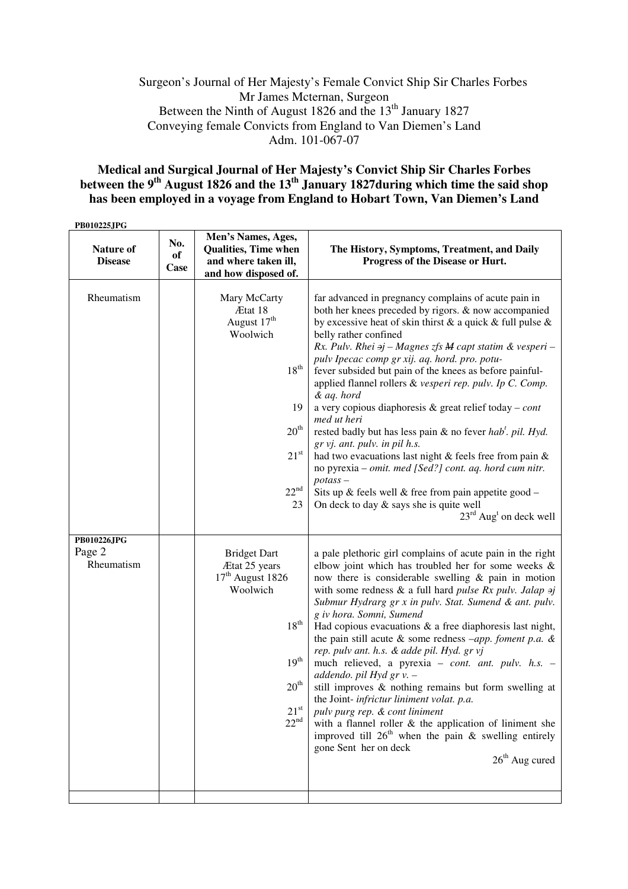Surgeon's Journal of Her Majesty's Female Convict Ship Sir Charles Forbes
Mr James Mcternan, Surgeon
Between the Ninth of August 1826 and the 13th January 1827
Conveying female Convicts from England to Van Diemen's Land
Adm. 101-067-07

**Medical and Surgical Journal of Her Majesty's Convict Ship Sir Charles Forbes between the 9th August 1826 and the 13th January 1827during which time the said shop has been employed in a voyage from England to Hobart Town, Van Diemen's Land**

**PB010225JPG**

| Nature of Disease | No. of Case | Men's Names, Ages, Qualities, Time when and where taken ill, and how disposed of. | The History, Symptoms, Treatment, and Daily Progress of the Disease or Hurt. |
|---|---|---|---|
| Rheumatism | | Mary McCarty<br>Ætat 18<br>August 17th<br>Woolwich | far advanced in pregnancy complains of acute pain in both her knees preceded by rigors. & now accompanied by excessive heat of skin thirst & a quick & full pulse & belly rather confined<br>*Rx. Pulv. Rhei ℈j – Magnes zfs ~~M~~ capt statim & vesperi – pulv Ipecac comp gr xij. aq. hord. pro. potu-* |
| | | 18th | fever subsided but pain of the knees as before painful- applied flannel rollers & *vesperi rep. pulv. Ip C. Comp. & aq. hord* |
| | | 19 | a very copious diaphoresis & great relief today – *cont med ut heri* |
| | | 20th | rested badly but has less pain & no fever *habt. pil. Hyd. gr vj. ant. pulv. in pil h.s.* |
| | | 21st | had two evacuations last night & feels free from pain & no pyrexia – *omit. med [Sed?] cont. aq. hord cum nitr. potass –* |
| | | 22nd | Sits up & feels well & free from pain appetite good – |
| | | 23 | On deck to day & says she is quite well<br>23rd Augt on deck well |
| **PB010226JPG**<br>Page 2<br>Rheumatism | | Bridget Dart<br>Ætat 25 years<br>17th August 1826<br>Woolwich | a pale plethoric girl complains of acute pain in the right elbow joint which has troubled her for some weeks & now there is considerable swelling & pain in motion with some redness & a full hard *pulse Rx pulv. Jalap ℈j Submur Hydrarg gr x in pulv. Stat. Sumend & ant. pulv. g iv hora. Somni, Sumend* |
| | | 18th | Had copious evacuations & a free diaphoresis last night, the pain still acute & some redness –*app. foment p.a. & rep. pulv ant. h.s. & adde pil. Hyd. gr vj* |
| | | 19th | much relieved, a pyrexia – *cont. ant. pulv. h.s. – addendo. pil Hyd gr v. –* |
| | | 20th | still improves & nothing remains but form swelling at the Joint- *infrictur liniment volat. p.a.* |
| | | 21st | *pulv purg rep. & cont liniment* |
| | | 22nd | with a flannel roller & the application of liniment she improved till 26th when the pain & swelling entirely gone Sent her on deck<br>26th Aug cured |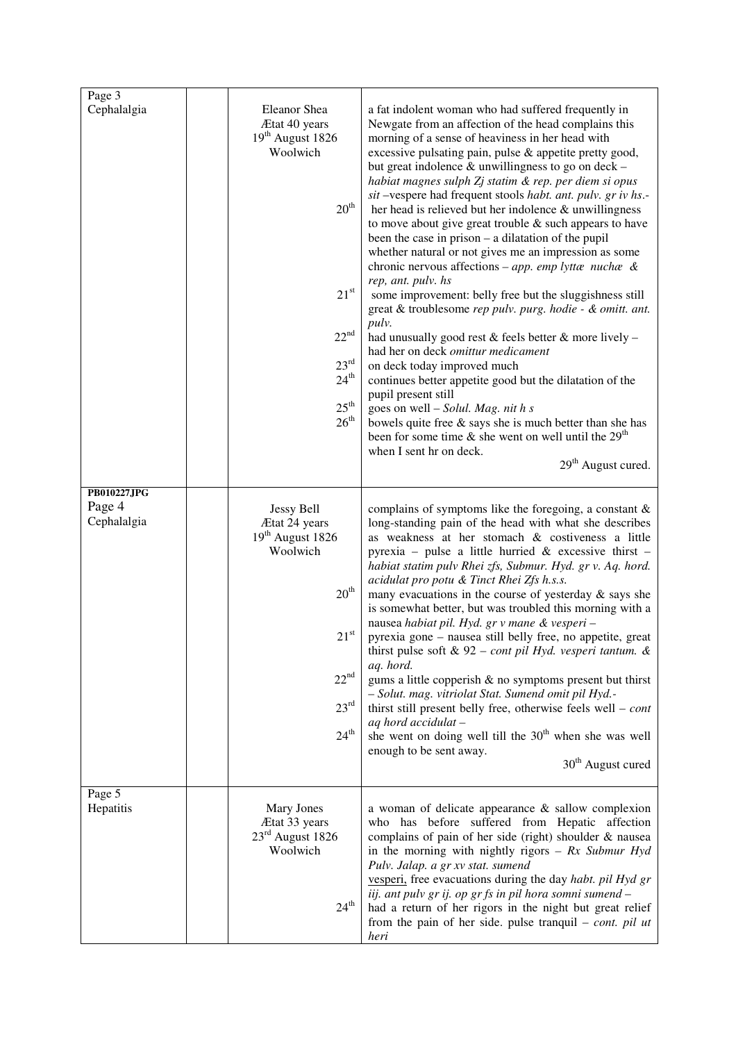| | | | |
|---|---|---|---|
| Page 3<br>Cephalalgia | | Eleanor Shea<br>Ætat 40 years<br>19th August 1826<br>Woolwich | a fat indolent woman who had suffered frequently in Newgate from an affection of the head complains this morning of a sense of heaviness in her head with excessive pulsating pain, pulse & appetite pretty good, but great indolence & unwillingness to go on deck – *habiat magnes sulph Zj statim & rep. per diem si opus sit* –vespere had frequent stools *habt. ant. pulv. gr iv hs*.- |
| | | 20th | her head is relieved but her indolence & unwillingness to move about give great trouble & such appears to have been the case in prison – a dilatation of the pupil whether natural or not gives me an impression as some chronic nervous affections – *app. emp lyttæ nuchæ & rep, ant. pulv. hs* |
| | | 21st | some improvement: belly free but the sluggishness still great & troublesome *rep pulv. purg. hodie - & omitt. ant. pulv.* |
| | | 22nd | had unusually good rest & feels better & more lively – had her on deck *omittur medicament* |
| | | 23rd | on deck today improved much |
| | | 24th | continues better appetite good but the dilatation of the pupil present still |
| | | 25th | goes on well – *Solul. Mag. nit h s* |
| | | 26th | bowels quite free & says she is much better than she has been for some time & she went on well until the 29th when I sent hr on deck.<br>29th August cured. |
| **PB010227JPG**<br>Page 4<br>Cephalalgia | | Jessy Bell<br>Ætat 24 years<br>19th August 1826<br>Woolwich | complains of symptoms like the foregoing, a constant & long-standing pain of the head with what she describes as weakness at her stomach & costiveness a little pyrexia – pulse a little hurried & excessive thirst – *habiat statim pulv Rhei zfs, Submur. Hyd. gr v. Aq. hord. acidulat pro potu & Tinct Rhei Zfs h.s.s.* |
| | | 20th | many evacuations in the course of yesterday & says she is somewhat better, but was troubled this morning with a nausea *habiat pil. Hyd. gr v mane & vesperi* – |
| | | 21st | pyrexia gone – nausea still belly free, no appetite, great thirst pulse soft & 92 – *cont pil Hyd. vesperi tantum. & aq. hord.* |
| | | 22nd | gums a little copperish & no symptoms present but thirst – *Solut. mag. vitriolat Stat. Sumend omit pil Hyd.*- |
| | | 23rd | thirst still present belly free, otherwise feels well – *cont aq hord accidulat* – |
| | | 24th | she went on doing well till the 30th when she was well enough to be sent away.<br>30th August cured |
| Page 5<br>Hepatitis | | Mary Jones<br>Ætat 33 years<br>23rd August 1826<br>Woolwich | a woman of delicate appearance & sallow complexion who has before suffered from Hepatic affection complains of pain of her side (right) shoulder & nausea in the morning with nightly rigors – *Rx Submur Hyd Pulv. Jalap. a gr xv stat. sumend*<br>vesperi, free evacuations during the day *habt. pil Hyd gr iij. ant pulv gr ij. op gr fs in pil hora somni sumend* – |
| | | 24th | had a return of her rigors in the night but great relief from the pain of her side. pulse tranquil – *cont. pil ut heri* |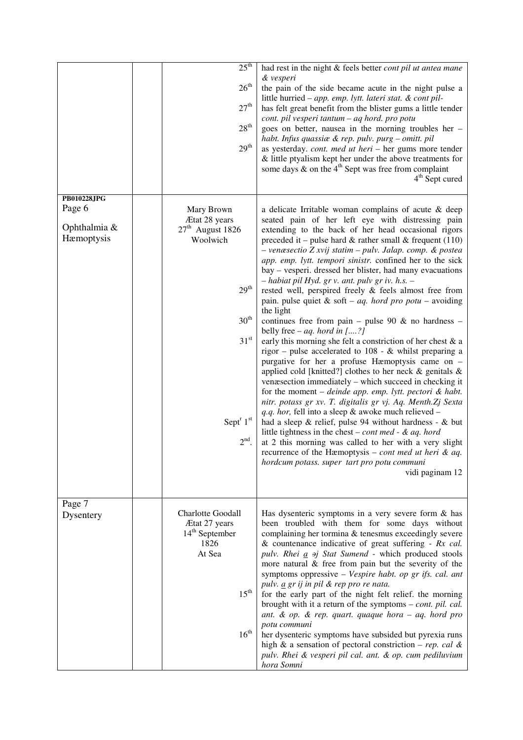| | | | |
|---|---|---|---|
| | | 25[th] | had rest in the night & feels better *cont pil ut antea mane & vesperi* |
| | | 26[th] | the pain of the side became acute in the night pulse a little hurried – *app. emp. lytt. lateri stat. & cont pil-* |
| | | 27[th] | has felt great benefit from the blister gums a little tender *cont. pil vesperi tantum – aq hord. pro potu* |
| | | 28[th] | goes on better, nausea in the morning troubles her – *habt. Infus quassiæ & rep. pulv. purg – omitt. pil* |
| | | 29[th] | as yesterday. *cont. med ut heri* – her gums more tender & little ptyalism kept her under the above treatments for some days & on the 4[th] Sept was free from complaint 4[th] Sept cured |
| PB010228JPG Page 6 Ophthalmia & Hæmoptysis | | Mary Brown Ætat 28 years 27[th] August 1826 Woolwich | a delicate Irritable woman complains of acute & deep seated pain of her left eye with distressing pain extending to the back of her head occasional rigors preceded it – pulse hard & rather small & frequent (110) – *venæsectio Ʒ xvij statim – pulv. Jalap. comp. & postea app. emp. lytt. tempori sinistr.* confined her to the sick bay – vesperi. dressed her blister, had many evacuations – *habiat pil Hyd. gr v. ant. pulv gr iv. h.s.* – |
| | | 29[th] | rested well, perspired freely & feels almost free from pain. pulse quiet & soft – *aq. hord pro potu* – avoiding the light |
| | | 30[th] | continues free from pain – pulse 90 & no hardness – belly free – *aq. hord in [....?]* |
| | | 31[st] | early this morning she felt a constriction of her chest & a rigor – pulse accelerated to 108 - & whilst preparing a purgative for her a profuse Hæmoptysis came on – applied cold [knitted?] clothes to her neck & genitals & venæsection immediately – which succeed in checking it for the moment – *deinde app. emp. lytt. pectori & habt. nitr. potass gr xv. T. digitalis gr vj. Aq. Menth.Ʒj Sexta q.q. hor,* fell into a sleep & awoke much relieved – |
| | | Sept[r] 1[st] | had a sleep & relief, pulse 94 without hardness - & but little tightness in the chest – *cont med - & aq. hord* |
| | | 2[nd]. | at 2 this morning was called to her with a very slight recurrence of the Hæmoptysis – *cont med ut heri & aq. hordcum potass. super tart pro potu communi* vidi paginam 12 |
| Page 7 Dysentery | | Charlotte Goodall Ætat 27 years 14[th] September 1826 At Sea | Has dysenteric symptoms in a very severe form & has been troubled with them for some days without complaining her tormina & tenesmus exceedingly severe & countenance indicative of great suffering - *Rx cal. pulv. Rhei a ∍j Stat Sumend* - which produced stools more natural & free from pain but the severity of the symptoms oppressive – *Vespire habt. op gr ifs. cal. ant pulv. a gr ij in pil & rep pro re nata.* |
| | | 15[th] | for the early part of the night felt relief. the morning brought with it a return of the symptoms – *cont. pil. cal. ant. & op. & rep. quart. quaque hora – aq. hord pro potu communi* |
| | | 16[th] | her dysenteric symptoms have subsided but pyrexia runs high & a sensation of pectoral constriction – *rep. cal & pulv. Rhei & vesperi pil cal. ant. & op. cum pediluvium hora Somni* |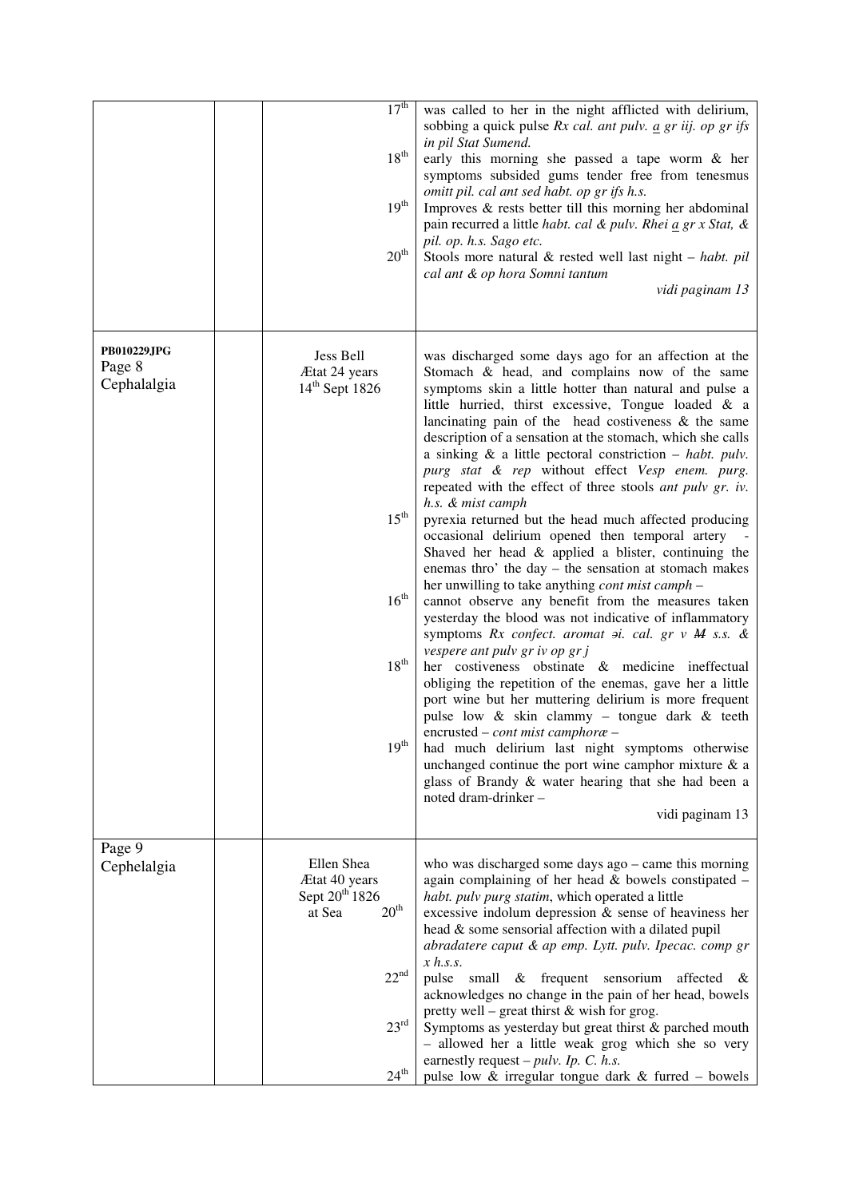| | | | |
|---|---|---|---|
| | | 17th | was called to her in the night afflicted with delirium, sobbing a quick pulse *Rx cal. ant pulv. a gr iij. op gr ifs in pil Stat Sumend.* |
| | | 18th | early this morning she passed a tape worm & her symptoms subsided gums tender free from tenesmus *omitt pil. cal ant sed habt. op gr ifs h.s.* |
| | | 19th | Improves & rests better till this morning her abdominal pain recurred a little *habt. cal & pulv. Rhei a gr x Stat, & pil. op. h.s. Sago etc.* |
| | | 20th | Stools more natural & rested well last night – *habt. pil cal ant & op hora Somni tantum* *vidi paginam 13* |
| **PB010229JPG** Page 8 Cephalalgia | | Jess Bell Ætat 24 years 14th Sept 1826 | was discharged some days ago for an affection at the Stomach & head, and complains now of the same symptoms skin a little hotter than natural and pulse a little hurried, thirst excessive, Tongue loaded & a lancinating pain of the head costiveness & the same description of a sensation at the stomach, which she calls a sinking & a little pectoral constriction – *habt. pulv. purg stat & rep* without effect *Vesp enem. purg.* repeated with the effect of three stools *ant pulv gr. iv. h.s. & mist camph* |
| | | 15th | pyrexia returned but the head much affected producing occasional delirium opened then temporal artery - Shaved her head & applied a blister, continuing the enemas thro' the day – the sensation at stomach makes her unwilling to take anything *cont mist camph* – |
| | | 16th | cannot observe any benefit from the measures taken yesterday the blood was not indicative of inflammatory symptoms *Rx confect. aromat ℈i. cal. gr v ~~M~~ s.s. & vespere ant pulv gr iv op gr j* |
| | | 18th | her costiveness obstinate & medicine ineffectual obliging the repetition of the enemas, gave her a little port wine but her muttering delirium is more frequent pulse low & skin clammy – tongue dark & teeth encrusted – *cont mist camphoræ* – |
| | | 19th | had much delirium last night symptoms otherwise unchanged continue the port wine camphor mixture & a glass of Brandy & water hearing that she had been a noted dram-drinker – vidi paginam 13 |
| Page 9 Cephelalgia | | Ellen Shea Ætat 40 years Sept 20th 1826 at Sea | who was discharged some days ago – came this morning again complaining of her head & bowels constipated – *habt. pulv purg statim*, which operated a little |
| | | 20th | excessive indolum depression & sense of heaviness her head & some sensorial affection with a dilated pupil *abradatere caput & ap emp. Lytt. pulv. Ipecac. comp gr x h.s.s.* |
| | | 22nd | pulse small & frequent sensorium affected & acknowledges no change in the pain of her head, bowels pretty well – great thirst & wish for grog. |
| | | 23rd | Symptoms as yesterday but great thirst & parched mouth – allowed her a little weak grog which she so very earnestly request – *pulv. Ip. C. h.s.* |
| | | 24th | pulse low & irregular tongue dark & furred – bowels |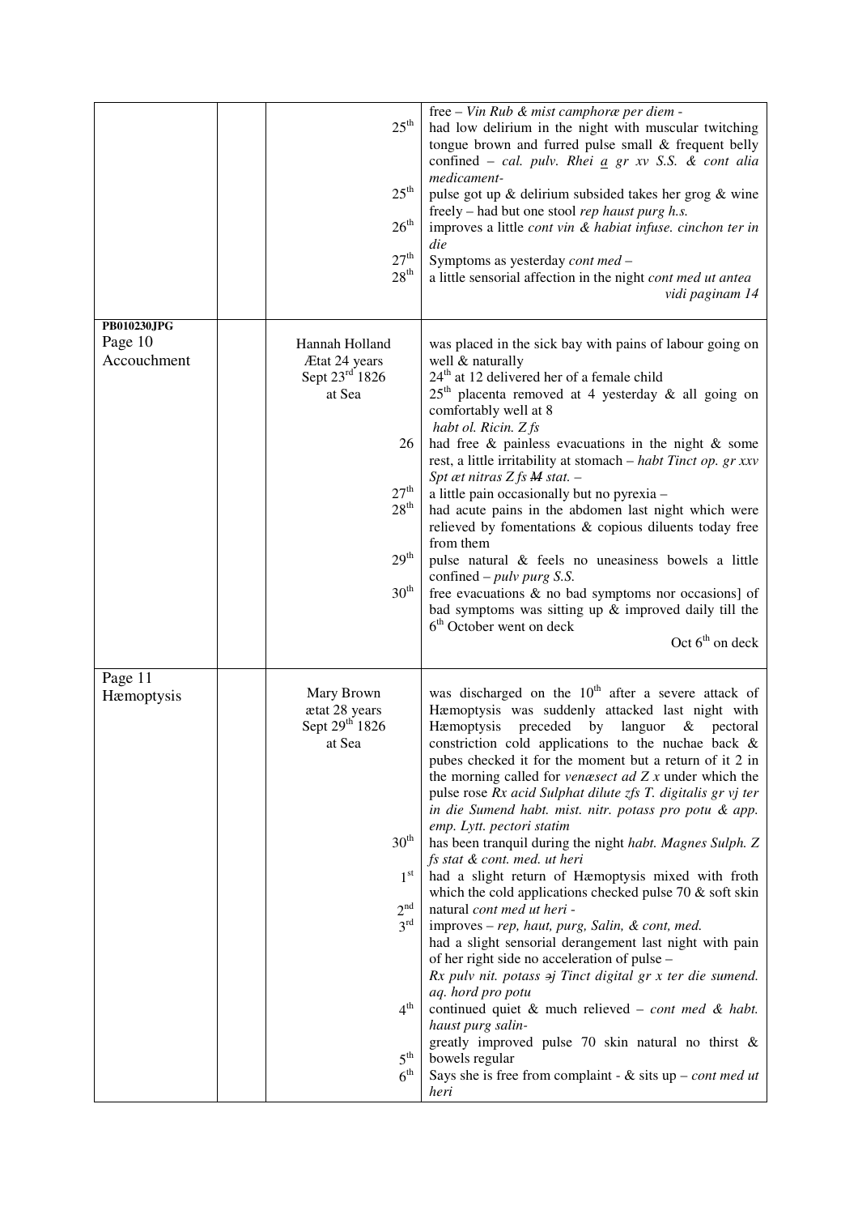| | | | |
|---|---|---|---|
| | | 25[th] | free – *Vin Rub & mist camphoræ per diem -* |
| | | | had low delirium in the night with muscular twitching tongue brown and furred pulse small & frequent belly confined – *cal. pulv. Rhei* *a* *gr xv S.S. & cont alia medicament-* |
| | | 25[th] | pulse got up & delirium subsided takes her grog & wine freely – had but one stool *rep haust purg h.s.* |
| | | 26[th] | improves a little *cont vin & habiat infuse. cinchon ter in die* |
| | | 27[th] | Symptoms as yesterday *cont med* – |
| | | 28[th] | a little sensorial affection in the night *cont med ut antea* *vidi paginam 14* |
| **PB010230JPG** Page 10 Accouchment | | Hannah Holland Ætat 24 years Sept 23[rd] 1826 at Sea | was placed in the sick bay with pains of labour going on well & naturally 24[th] at 12 delivered her of a female child 25[th] placenta removed at 4 yesterday & all going on comfortably well at 8 *habt ol. Ricin. Z fs* |
| | | 26 | had free & painless evacuations in the night & some rest, a little irritability at stomach – *habt Tinct op. gr xxv Spt æt nitras Z fs* ~~*M*~~ *stat.* – |
| | | 27[th] | a little pain occasionally but no pyrexia – |
| | | 28[th] | had acute pains in the abdomen last night which were relieved by fomentations & copious diluents today free from them |
| | | 29[th] | pulse natural & feels no uneasiness bowels a little confined – *pulv purg S.S.* |
| | | 30[th] | free evacuations & no bad symptoms nor occasions] of bad symptoms was sitting up & improved daily till the 6[th] October went on deck Oct 6[th] on deck |
| Page 11 Hæmoptysis | | Mary Brown ætat 28 years Sept 29[th] 1826 at Sea | was discharged on the 10[th] after a severe attack of Hæmoptysis was suddenly attacked last night with Hæmoptysis preceded by languor & pectoral constriction cold applications to the nuchae back & pubes checked it for the moment but a return of it 2 in the morning called for *venæsect ad Z x* under which the pulse rose *Rx acid Sulphat dilute zfs T. digitalis gr vj ter in die Sumend habt. mist. nitr. potass pro potu & app. emp. Lytt. pectori statim* |
| | | 30[th] | has been tranquil during the night *habt. Magnes Sulph. Z fs stat & cont. med. ut heri* |
| | | 1[st] | had a slight return of Hæmoptysis mixed with froth which the cold applications checked pulse 70 & soft skin |
| | | 2[nd] | natural *cont med ut heri -* |
| | | 3[rd] | improves – *rep, haut, purg, Salin, & cont, med.* had a slight sensorial derangement last night with pain of her right side no acceleration of pulse – *Rx pulv nit. potass* ~~*ə*~~*j Tinct digital gr x ter die sumend. aq. hord pro potu* |
| | | 4[th] | continued quiet & much relieved – *cont med & habt. haust purg salin-* |
| | | 5[th] | greatly improved pulse 70 skin natural no thirst & bowels regular |
| | | 6[th] | Says she is free from complaint - & sits up – *cont med ut heri* |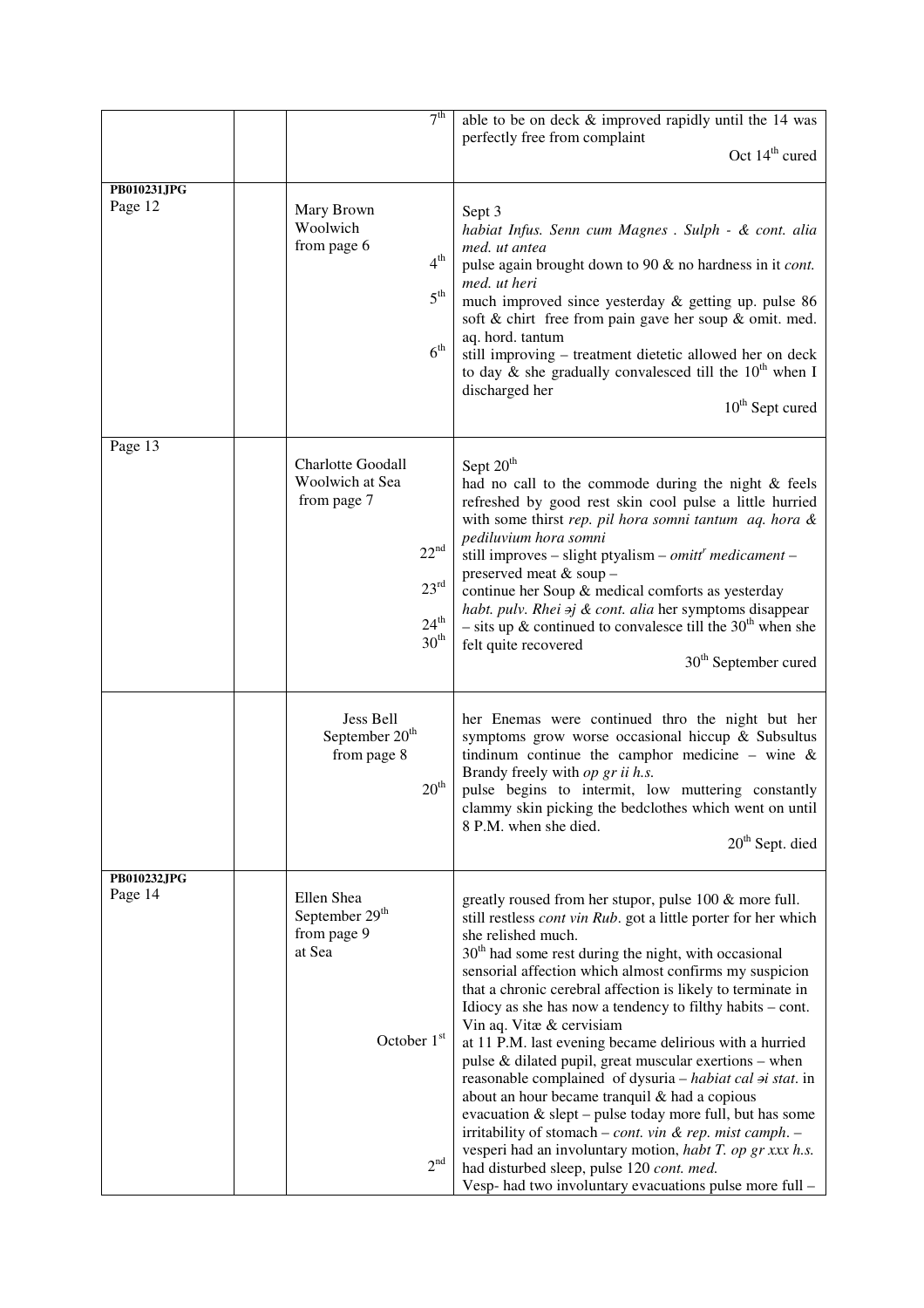| | | | |
|---|---|---|---|
| | | 7th | able to be on deck & improved rapidly until the 14 was perfectly free from complaint<br>Oct 14th cured |
| **PB010231JPG**<br>Page 12 | | Mary Brown<br>Woolwich<br>from page 6<br>4th<br>5th<br>6th | Sept 3<br>*habiat Infus. Senn cum Magnes . Sulph - & cont. alia med. ut antea*<br>pulse again brought down to 90 & no hardness in it *cont. med. ut heri*<br>much improved since yesterday & getting up. pulse 86 soft & chirt free from pain gave her soup & omit. med. aq. hord. tantum<br>still improving – treatment dietetic allowed her on deck to day & she gradually convalesced till the 10th when I discharged her<br>10th Sept cured |
| Page 13 | | Charlotte Goodall<br>Woolwich at Sea<br>from page 7<br>22nd<br>23rd<br>24th<br>30th | Sept 20th<br>had no call to the commode during the night & feels refreshed by good rest skin cool pulse a little hurried with some thirst *rep. pil hora somni tantum aq. hora & pediluvium hora somni*<br>still improves – slight ptyalism – *omittr medicament* – preserved meat & soup –<br>continue her Soup & medical comforts as yesterday<br>*habt. pulv. Rhei ℈j & cont. alia* her symptoms disappear – sits up & continued to convalesce till the 30th when she felt quite recovered<br>30th September cured |
| | | Jess Bell<br>September 20th<br>from page 8<br>20th | her Enemas were continued thro the night but her symptoms grow worse occasional hiccup & Subsultus tindinum continue the camphor medicine – wine & Brandy freely with *op gr ii h.s.*<br>pulse begins to intermit, low muttering constantly clammy skin picking the bedclothes which went on until 8 P.M. when she died.<br>20th Sept. died |
| **PB010232JPG**<br>Page 14 | | Ellen Shea<br>September 29th<br>from page 9<br>at Sea<br>October 1st<br>2nd | greatly roused from her stupor, pulse 100 & more full. still restless *cont vin Rub*. got a little porter for her which she relished much.<br>30th had some rest during the night, with occasional sensorial affection which almost confirms my suspicion that a chronic cerebral affection is likely to terminate in Idiocy as she has now a tendency to filthy habits – cont. Vin aq. Vitæ & cervisiam<br>at 11 P.M. last evening became delirious with a hurried pulse & dilated pupil, great muscular exertions – when reasonable complained of dysuria – *habiat cal ℈i stat*. in about an hour became tranquil & had a copious evacuation & slept – pulse today more full, but has some irritability of stomach – *cont. vin & rep. mist camph*. – vesperi had an involuntary motion, *habt T. op gr xxx h.s.*<br>had disturbed sleep, pulse 120 *cont. med.*<br>Vesp- had two involuntary evacuations pulse more full – |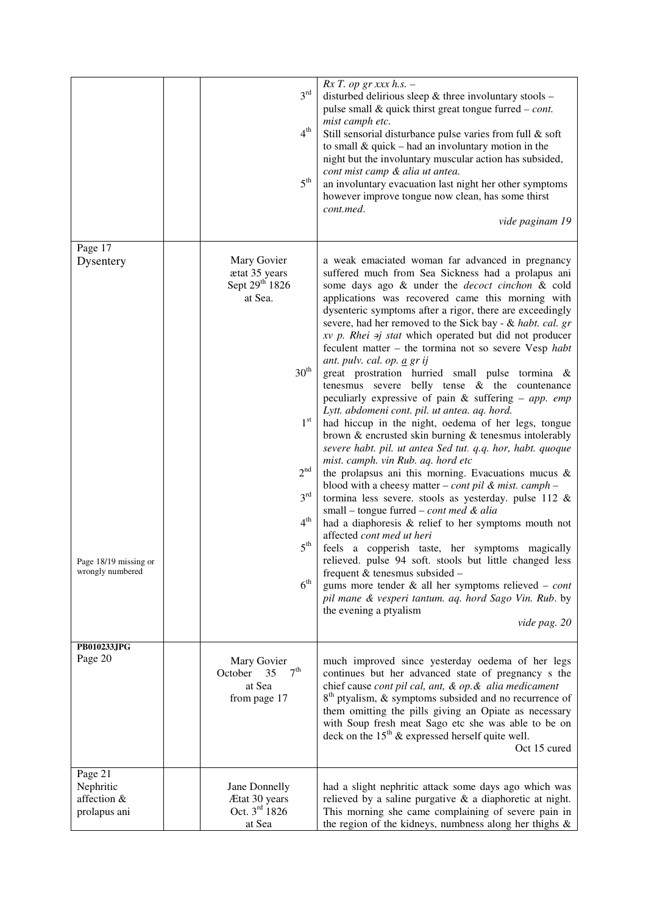| | | | |
|---|---|---|---|
| | | 3[rd]<br><br><br>4[th]<br><br><br><br>5[th] | *Rx T. op gr xxx h.s.* –<br>disturbed delirious sleep & three involuntary stools – pulse small & quick thirst great tongue furred – *cont. mist camph etc.*<br>Still sensorial disturbance pulse varies from full & soft to small & quick – had an involuntary motion in the night but the involuntary muscular action has subsided, *cont mist camp & alia ut antea.*<br>an involuntary evacuation last night her other symptoms however improve tongue now clean, has some thirst *cont.med*.<br>*vide paginam 19* |
| Page 17<br>Dysentery<br><br><br><br><br><br><br><br><br><br><br><br><br><br><br><br><br><br><br><br><br>Page 18/19 missing or wrongly numbered | | Mary Govier<br>ætat 35 years<br>Sept 29[th] 1826<br>at Sea.<br><br><br><br><br><br><br><br>30[th]<br><br><br><br>1[st]<br><br><br><br>2[nd]<br><br>3[rd]<br><br>4[th]<br><br>5[th]<br><br><br>6[th] | a weak emaciated woman far advanced in pregnancy suffered much from Sea Sickness had a prolapus ani some days ago & under the *decoct cinchon* & cold applications was recovered came this morning with dysenteric symptoms after a rigor, there are exceedingly severe, had her removed to the Sick bay - & *habt. cal. gr xv p. Rhei ɘj stat* which operated but did not producer feculent matter – the tormina not so severe Vesp *habt ant. pulv. cal. op. a gr ij*<br>great prostration hurried small pulse tormina & tenesmus severe belly tense & the countenance peculiarly expressive of pain & suffering – *app. emp Lytt. abdomeni cont. pil. ut antea. aq. hord.*<br>had hiccup in the night, oedema of her legs, tongue brown & encrusted skin burning & tenesmus intolerably *severe habt. pil. ut antea Sed tut. q.q. hor, habt. quoque mist. camph. vin Rub. aq. hord etc*<br>the prolapsus ani this morning. Evacuations mucus & blood with a cheesy matter – *cont pil & mist. camph* –<br>tormina less severe. stools as yesterday. pulse 112 & small – tongue furred – *cont med & alia*<br>had a diaphoresis & relief to her symptoms mouth not affected *cont med ut heri*<br>feels a copperish taste, her symptoms magically relieved. pulse 94 soft. stools but little changed less frequent & tenesmus subsided –<br>gums more tender & all her symptoms relieved – *cont pil mane & vesperi tantum. aq. hord Sago Vin. Rub*. by the evening a ptyalism<br>*vide pag. 20* |
| **PB010233JPG**<br>Page 20 | | Mary Govier<br>October 35 7[th]<br>at Sea<br>from page 17 | much improved since yesterday oedema of her legs continues but her advanced state of pregnancy s the chief cause *cont pil cal, ant, & op.& alia medicament*<br>8[th] ptyalism, & symptoms subsided and no recurrence of them omitting the pills giving an Opiate as necessary with Soup fresh meat Sago etc she was able to be on deck on the 15[th] & expressed herself quite well.<br>Oct 15 cured |
| Page 21<br>Nephritic affection & prolapus ani | | Jane Donnelly<br>Ætat 30 years<br>Oct. 3[rd] 1826<br>at Sea | had a slight nephritic attack some days ago which was relieved by a saline purgative & a diaphoretic at night. This morning she came complaining of severe pain in the region of the kidneys, numbness along her thighs & |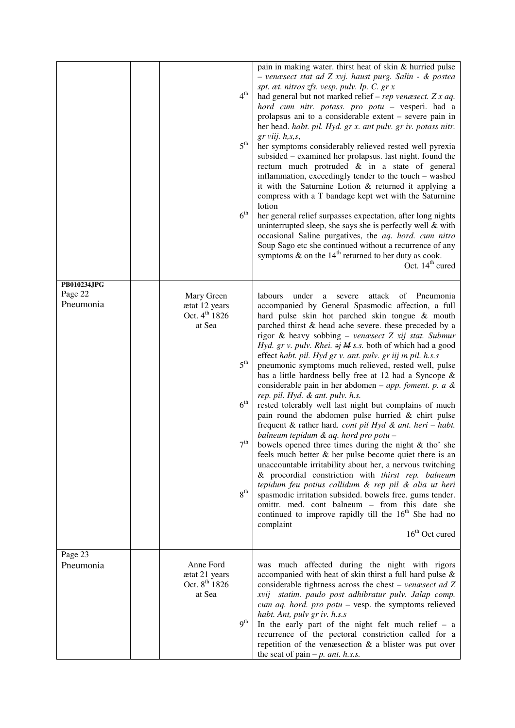| | | | |
|---|---|---|---|
| | | | pain in making water. thirst heat of skin & hurried pulse – *venæsect stat ad Z xvj. haust purg. Salin - & postea spt. æt. nitros zfs. vesp. pulv. Ip. C. gr x* |
| | | 4th | had general but not marked relief – *rep venæsect. Z x aq. hord cum nitr. potass. pro potu* – vesperi. had a prolapsus ani to a considerable extent – severe pain in her head. *habt. pil. Hyd. gr x. ant pulv. gr iv. potass nitr. gr viij. h,s,s,* |
| | | 5th | her symptoms considerably relieved rested well pyrexia subsided – examined her prolapsus. last night. found the rectum much protruded & in a state of general inflammation, exceedingly tender to the touch – washed it with the Saturnine Lotion & returned it applying a compress with a T bandage kept wet with the Saturnine lotion |
| | | 6th | her general relief surpasses expectation, after long nights uninterrupted sleep, she says she is perfectly well & with occasional Saline purgatives, the *aq. hord. cum nitro* Soup Sago etc she continued without a recurrence of any symptoms & on the 14th returned to her duty as cook. Oct. 14th cured |
| **PB010234.JPG** Page 22 Pneumonia | | Mary Green ætat 12 years Oct. 4th 1826 at Sea | labours under a severe attack of Pneumonia accompanied by General Spasmodic affection, a full hard pulse skin hot parched skin tongue & mouth parched thirst & head ache severe. these preceded by a rigor & heavy sobbing – *venæsect Z xij stat. Submur Hyd. gr v. pulv. Rhei. ∍j ~~M~~ s.s.* both of which had a good effect *habt. pil. Hyd gr v. ant. pulv. gr iij in pil. h.s.s* |
| | | 5th | pneumonic symptoms much relieved, rested well, pulse has a little hardness belly free at 12 had a Syncope & considerable pain in her abdomen – *app. foment. p. a & rep. pil. Hyd. & ant. pulv. h.s.* |
| | | 6th | rested tolerably well last night but complains of much pain round the abdomen pulse hurried & chirt pulse frequent & rather hard. *cont pil Hyd & ant. heri – habt. balneum tepidum & aq. hord pro potu –* |
| | | 7th | bowels opened three times during the night & tho' she feels much better & her pulse become quiet there is an unaccountable irritability about her, a nervous twitching & procordial constriction with *thirst rep. balneum tepidum feu potius callidum & rep pil & alia ut heri* |
| | | 8th | spasmodic irritation subsided. bowels free. gums tender. omittr. med. cont balneum – from this date she continued to improve rapidly till the 16th She had no complaint 16th Oct cured |
| Page 23 Pneumonia | | Anne Ford ætat 21 years Oct. 8th 1826 at Sea | was much affected during the night with rigors accompanied with heat of skin thirst a full hard pulse & considerable tightness across the chest – *venæsect ad Z xvij statim. paulo post adhibratur pulv. Jalap comp. cum aq. hord. pro potu* – vesp. the symptoms relieved *habt. Ant, pulv gr iv. h.s.s* |
| | | 9th | In the early part of the night felt much relief – a recurrence of the pectoral constriction called for a repetition of the venæsection & a blister was put over the seat of pain – *p. ant. h.s.s.* |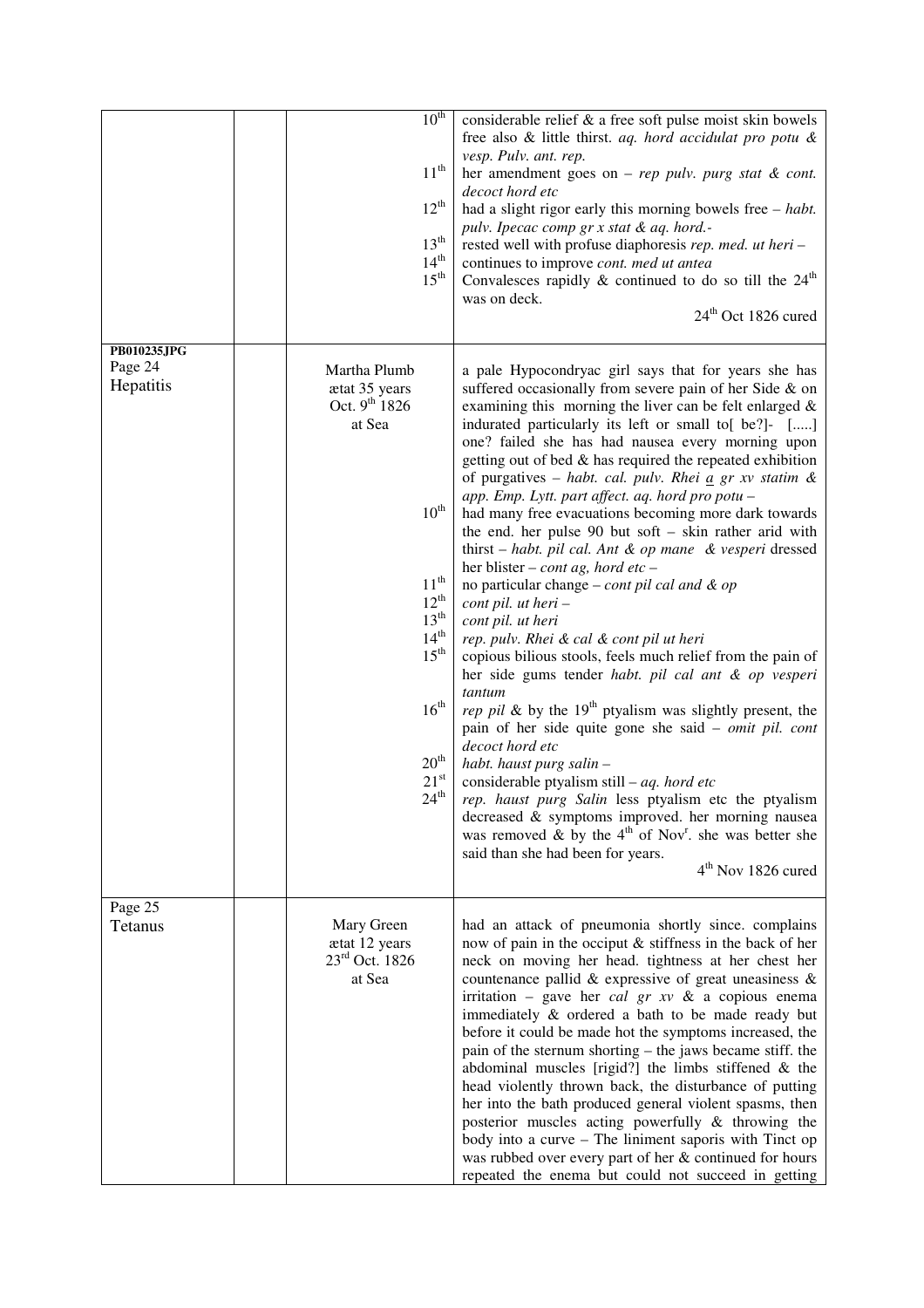| | | | |
|---|---|---|---|
| | | 10th | considerable relief & a free soft pulse moist skin bowels free also & little thirst. *aq. hord accidulat pro potu & vesp. Pulv. ant. rep.* |
| | | 11th | her amendment goes on – *rep pulv. purg stat & cont. decoct hord etc* |
| | | 12th | had a slight rigor early this morning bowels free – *habt. pulv. Ipecac comp gr x stat & aq. hord.-* |
| | | 13th | rested well with profuse diaphoresis *rep. med. ut heri* – |
| | | 14th | continues to improve *cont. med ut antea* |
| | | 15th | Convalesces rapidly & continued to do so till the 24th was on deck. 24th Oct 1826 cured |
| **PB010235JPG** Page 24 Hepatitis | | Martha Plumb ætat 35 years Oct. 9th 1826 at Sea | a pale Hypocondryac girl says that for years she has suffered occasionally from severe pain of her Side & on examining this morning the liver can be felt enlarged & indurated particularly its left or small to[ be?]- [.....] one? failed she has had nausea every morning upon getting out of bed & has required the repeated exhibition of purgatives – *habt. cal. pulv. Rhei a gr xv statim & app. Emp. Lytt. part affect. aq. hord pro potu* – |
| | | 10th | had many free evacuations becoming more dark towards the end. her pulse 90 but soft – skin rather arid with thirst – *habt. pil cal. Ant & op mane & vesperi* dressed her blister – *cont ag, hord etc* – |
| | | 11th | no particular change – *cont pil cal and & op* |
| | | 12th | *cont pil. ut heri* – |
| | | 13th | *cont pil. ut heri* |
| | | 14th | *rep. pulv. Rhei & cal & cont pil ut heri* |
| | | 15th | copious bilious stools, feels much relief from the pain of her side gums tender *habt. pil cal ant & op vesperi tantum* |
| | | 16th | *rep pil* & by the 19th ptyalism was slightly present, the pain of her side quite gone she said – *omit pil. cont decoct hord etc* |
| | | 20th | *habt. haust purg salin* – |
| | | 21st | considerable ptyalism still – *aq. hord etc* |
| | | 24th | *rep. haust purg Salin* less ptyalism etc the ptyalism decreased & symptoms improved. her morning nausea was removed & by the 4th of Novr. she was better she said than she had been for years. 4th Nov 1826 cured |
| Page 25 Tetanus | | Mary Green ætat 12 years 23rd Oct. 1826 at Sea | had an attack of pneumonia shortly since. complains now of pain in the occiput & stiffness in the back of her neck on moving her head. tightness at her chest her countenance pallid & expressive of great uneasiness & irritation – gave her *cal gr xv* & a copious enema immediately & ordered a bath to be made ready but before it could be made hot the symptoms increased, the pain of the sternum shorting – the jaws became stiff. the abdominal muscles [rigid?] the limbs stiffened & the head violently thrown back, the disturbance of putting her into the bath produced general violent spasms, then posterior muscles acting powerfully & throwing the body into a curve – The liniment saporis with Tinct op was rubbed over every part of her & continued for hours repeated the enema but could not succeed in getting |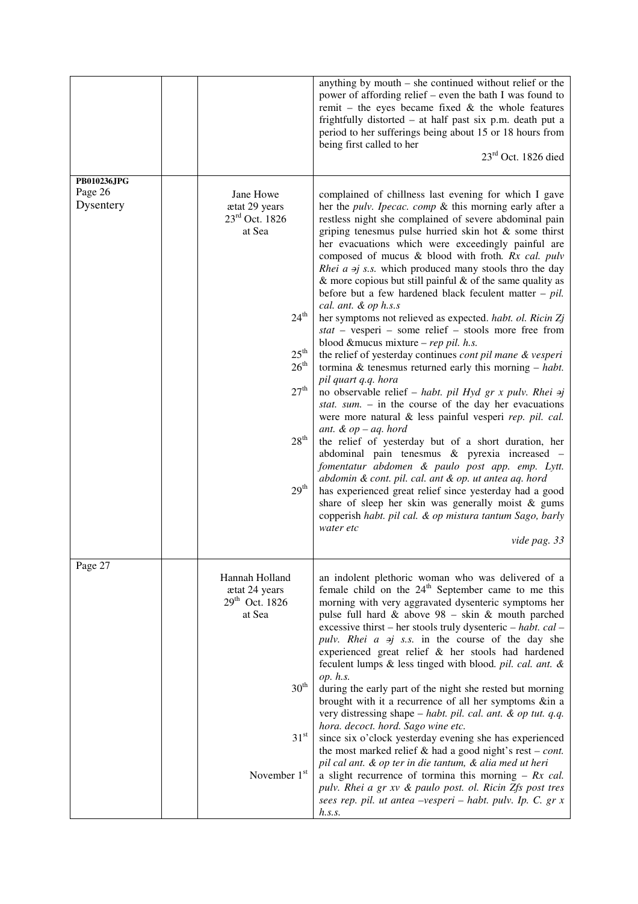| | | | |
|---|---|---|---|
| | | | anything by mouth – she continued without relief or the power of affording relief – even the bath I was found to remit – the eyes became fixed & the whole features frightfully distorted – at half past six p.m. death put a period to her sufferings being about 15 or 18 hours from being first called to her<br>23[rd] Oct. 1826 died |
| **PB010236JPG**<br>Page 26<br>Dysentery | | Jane Howe<br>ætat 29 years<br>23[rd] Oct. 1826<br>at Sea | complained of chillness last evening for which I gave her the *pulv. Ipecac. comp* & this morning early after a restless night she complained of severe abdominal pain griping tenesmus pulse hurried skin hot & some thirst her evacuations which were exceedingly painful are composed of mucus & blood with froth. *Rx cal. pulv Rhei a ∋j s.s.* which produced many stools thro the day & more copious but still painful & of the same quality as before but a few hardened black feculent matter – *pil. cal. ant. & op h.s.s* |
| | | 24[th] | her symptoms not relieved as expected. *habt. ol. Ricin Ʒj stat* – vesperi – some relief – stools more free from blood &mucus mixture – *rep pil. h.s.* |
| | | 25[th] | the relief of yesterday continues *cont pil mane & vesperi* |
| | | 26[th] | tormina & tenesmus returned early this morning – *habt. pil quart q.q. hora* |
| | | 27[th] | no observable relief – *habt. pil Hyd gr x pulv. Rhei ∋j stat. sum.* – in the course of the day her evacuations were more natural & less painful vesperi *rep. pil. cal. ant. & op – aq. hord* |
| | | 28[th] | the relief of yesterday but of a short duration, her abdominal pain tenesmus & pyrexia increased – *fomentatur abdomen & paulo post app. emp. Lytt. abdomin & cont. pil. cal. ant & op. ut antea aq. hord* |
| | | 29[th] | has experienced great relief since yesterday had a good share of sleep her skin was generally moist & gums copperish *habt. pil cal. & op mistura tantum Sago, barly water etc*<br>*vide pag. 33* |
| Page 27 | | Hannah Holland<br>ætat 24 years<br>29[th] Oct. 1826<br>at Sea | an indolent plethoric woman who was delivered of a female child on the 24[th] September came to me this morning with very aggravated dysenteric symptoms her pulse full hard & above 98 – skin & mouth parched excessive thirst – her stools truly dysenteric – *habt. cal – pulv. Rhei a ∋j s.s.* in the course of the day she experienced great relief & her stools had hardened feculent lumps & less tinged with blood. *pil. cal. ant. & op. h.s.* |
| | | 30[th] | during the early part of the night she rested but morning brought with it a recurrence of all her symptoms &in a very distressing shape – *habt. pil. cal. ant. & op tut. q.q. hora. decoct. hord. Sago wine etc.* |
| | | 31[st] | since six o'clock yesterday evening she has experienced the most marked relief & had a good night's rest – *cont. pil cal ant. & op ter in die tantum, & alia med ut heri* |
| | | November 1[st] | a slight recurrence of tormina this morning – *Rx cal. pulv. Rhei a gr xv & paulo post. ol. Ricin Ʒfs post tres sees rep. pil. ut antea –vesperi – habt. pulv. Ip. C. gr x h.s.s.* |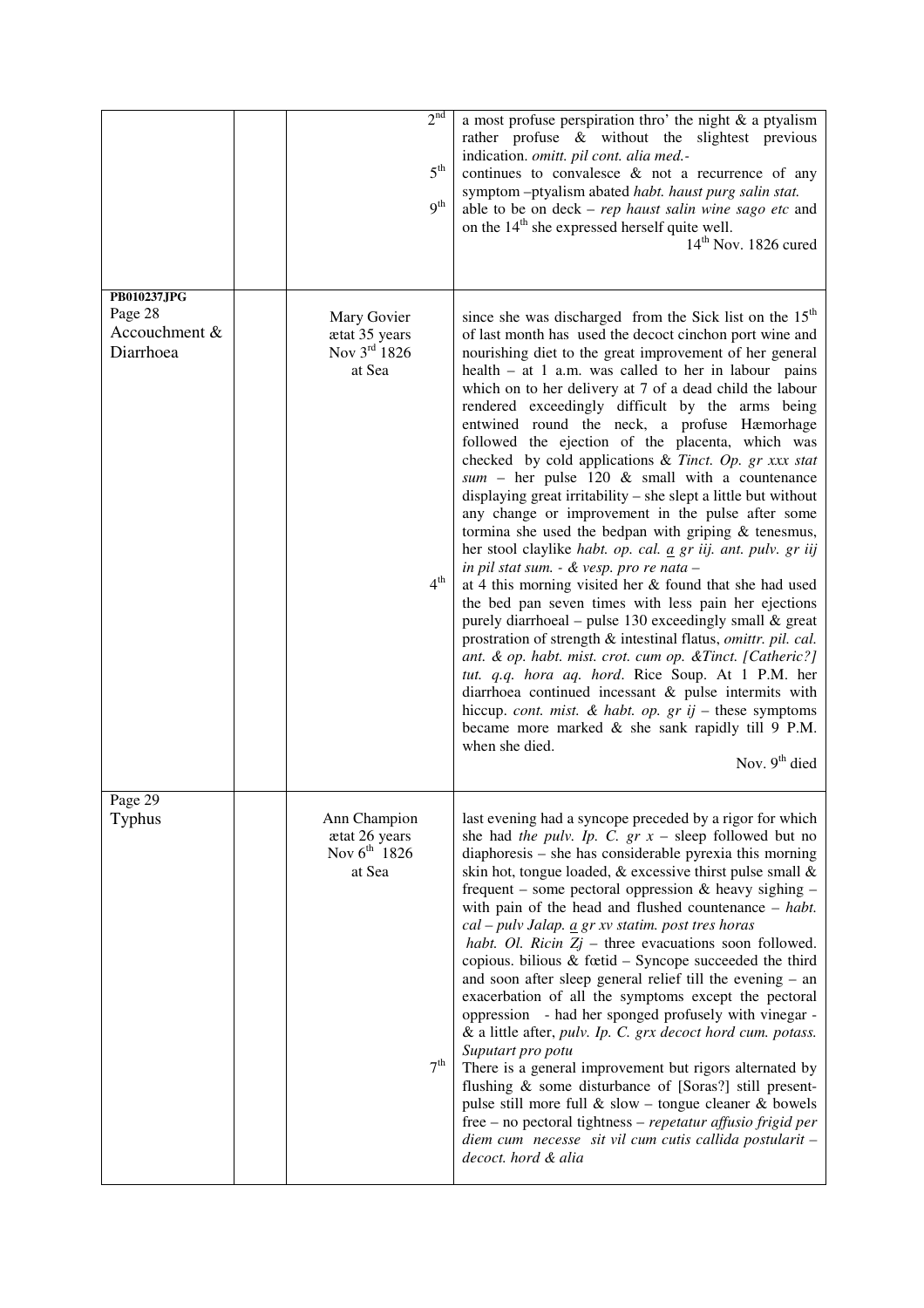| | | | |
|---|---|---|---|
| | | 2[nd] <br><br> 5[th] <br><br> 9[th] | a most profuse perspiration thro' the night & a ptyalism rather profuse & without the slightest previous indication. *omitt. pil cont. alia med.-* <br> continues to convalesce & not a recurrence of any symptom –ptyalism abated *habt. haust purg salin stat.* <br> able to be on deck – *rep haust salin wine sago etc* and on the 14[th] she expressed herself quite well. <br> 14[th] Nov. 1826 cured |
| **PB010237JPG** <br> Page 28 <br> Accouchment & Diarrhoea | | Mary Govier <br> ætat 35 years <br> Nov 3[rd] 1826 <br> at Sea <br><br><br><br><br><br><br><br><br><br><br><br> 4[th] | since she was discharged from the Sick list on the 15[th] of last month has used the decoct cinchon port wine and nourishing diet to the great improvement of her general health – at 1 a.m. was called to her in labour pains which on to her delivery at 7 of a dead child the labour rendered exceedingly difficult by the arms being entwined round the neck, a profuse Hæmorhage followed the ejection of the placenta, which was checked by cold applications & *Tinct. Op. gr xxx stat sum* – her pulse 120 & small with a countenance displaying great irritability – she slept a little but without any change or improvement in the pulse after some tormina she used the bedpan with griping & tenesmus, her stool claylike *habt. op. cal. a gr iij. ant. pulv. gr iij in pil stat sum. - & vesp. pro re nata –* <br> at 4 this morning visited her & found that she had used the bed pan seven times with less pain her ejections purely diarrhoeal – pulse 130 exceedingly small & great prostration of strength & intestinal flatus, *omittr. pil. cal. ant. & op. habt. mist. crot. cum op. &Tinct. [Catheric?] tut. q.q. hora aq. hord*. Rice Soup. At 1 P.M. her diarrhoea continued incessant & pulse intermits with hiccup. *cont. mist. & habt. op. gr ij* – these symptoms became more marked & she sank rapidly till 9 P.M. when she died. <br> Nov. 9[th] died |
| Page 29 <br> Typhus | | Ann Champion <br> ætat 26 years <br> Nov 6[th] 1826 <br> at Sea <br><br><br><br><br><br><br><br><br><br> 7[th] | last evening had a syncope preceded by a rigor for which she had *the pulv. Ip. C. gr x* – sleep followed but no diaphoresis – she has considerable pyrexia this morning skin hot, tongue loaded, & excessive thirst pulse small & frequent – some pectoral oppression & heavy sighing – with pain of the head and flushed countenance – *habt. cal – pulv Jalap. a gr xv statim. post tres horas habt. Ol. Ricin Zj* – three evacuations soon followed. copious. bilious & fœtid – Syncope succeeded the third and soon after sleep general relief till the evening – an exacerbation of all the symptoms except the pectoral oppression - had her sponged profusely with vinegar - & a little after, *pulv. Ip. C. grx decoct hord cum. potass. Suputart pro potu* <br> There is a general improvement but rigors alternated by flushing & some disturbance of [Soras?] still present- pulse still more full & slow – tongue cleaner & bowels free – no pectoral tightness – *repetatur affusio frigid per diem cum necesse sit vil cum cutis callida postularit – decoct. hord & alia* |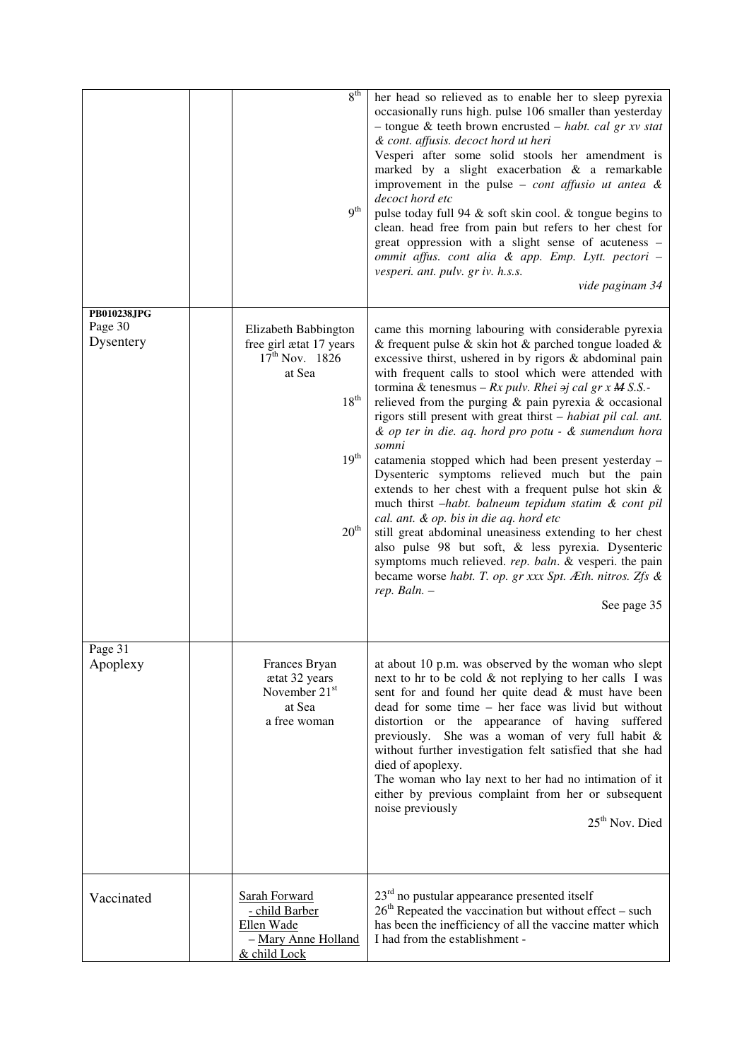| | | | |
|---|---|---|---|
| | | 8th<br><br><br><br><br><br><br>9th | her head so relieved as to enable her to sleep pyrexia occasionally runs high. pulse 106 smaller than yesterday – tongue & teeth brown encrusted – *habt. cal gr xv stat & cont. affusis. decoct hord ut heri*<br>Vesperi after some solid stools her amendment is marked by a slight exacerbation & a remarkable improvement in the pulse – *cont affusio ut antea & decoct hord etc*<br>pulse today full 94 & soft skin cool. & tongue begins to clean. head free from pain but refers to her chest for great oppression with a slight sense of acuteness – *ommit affus. cont alia & app. Emp. Lytt. pectori – vesperi. ant. pulv. gr iv. h.s.s.*<br>*vide paginam 34* |
| **PB010238.JPG**<br>Page 30<br>Dysentery | | Elizabeth Babbington<br>free girl ætat 17 years<br>17th Nov. 1826<br>at Sea<br><br><br>18th<br><br><br>19th<br><br><br><br>20th | came this morning labouring with considerable pyrexia & frequent pulse & skin hot & parched tongue loaded & excessive thirst, ushered in by rigors & abdominal pain with frequent calls to stool which were attended with tormina & tenesmus – *Rx pulv. Rhei ℈j cal gr x ~~M~~ S.S.*-<br>relieved from the purging & pain pyrexia & occasional rigors still present with great thirst – *habiat pil cal. ant. & op ter in die. aq. hord pro potu - & sumendum hora somni*<br>catamenia stopped which had been present yesterday – Dysenteric symptoms relieved much but the pain extends to her chest with a frequent pulse hot skin & much thirst –*habt. balneum tepidum statim & cont pil cal. ant. & op. bis in die aq. hord etc*<br>still great abdominal uneasiness extending to her chest also pulse 98 but soft, & less pyrexia. Dysenteric symptoms much relieved. *rep. baln*. & vesperi. the pain became worse *habt. T. op. gr xxx Spt. Æth. nitros. Ʒfs & rep. Baln. –*<br>See page 35 |
| Page 31<br>Apoplexy | | Frances Bryan<br>ætat 32 years<br>November 21st<br>at Sea<br>a free woman | at about 10 p.m. was observed by the woman who slept next to hr to be cold & not replying to her calls I was sent for and found her quite dead & must have been dead for some time – her face was livid but without distortion or the appearance of having suffered previously. She was a woman of very full habit & without further investigation felt satisfied that she had died of apoplexy.<br>The woman who lay next to her had no intimation of it either by previous complaint from her or subsequent noise previously<br>25th Nov. Died |
| Vaccinated | | Sarah Forward<br>- child Barber<br>Ellen Wade<br>– Mary Anne Holland<br>& child Lock | 23rd no pustular appearance presented itself<br>26th Repeated the vaccination but without effect – such has been the inefficiency of all the vaccine matter which I had from the establishment - |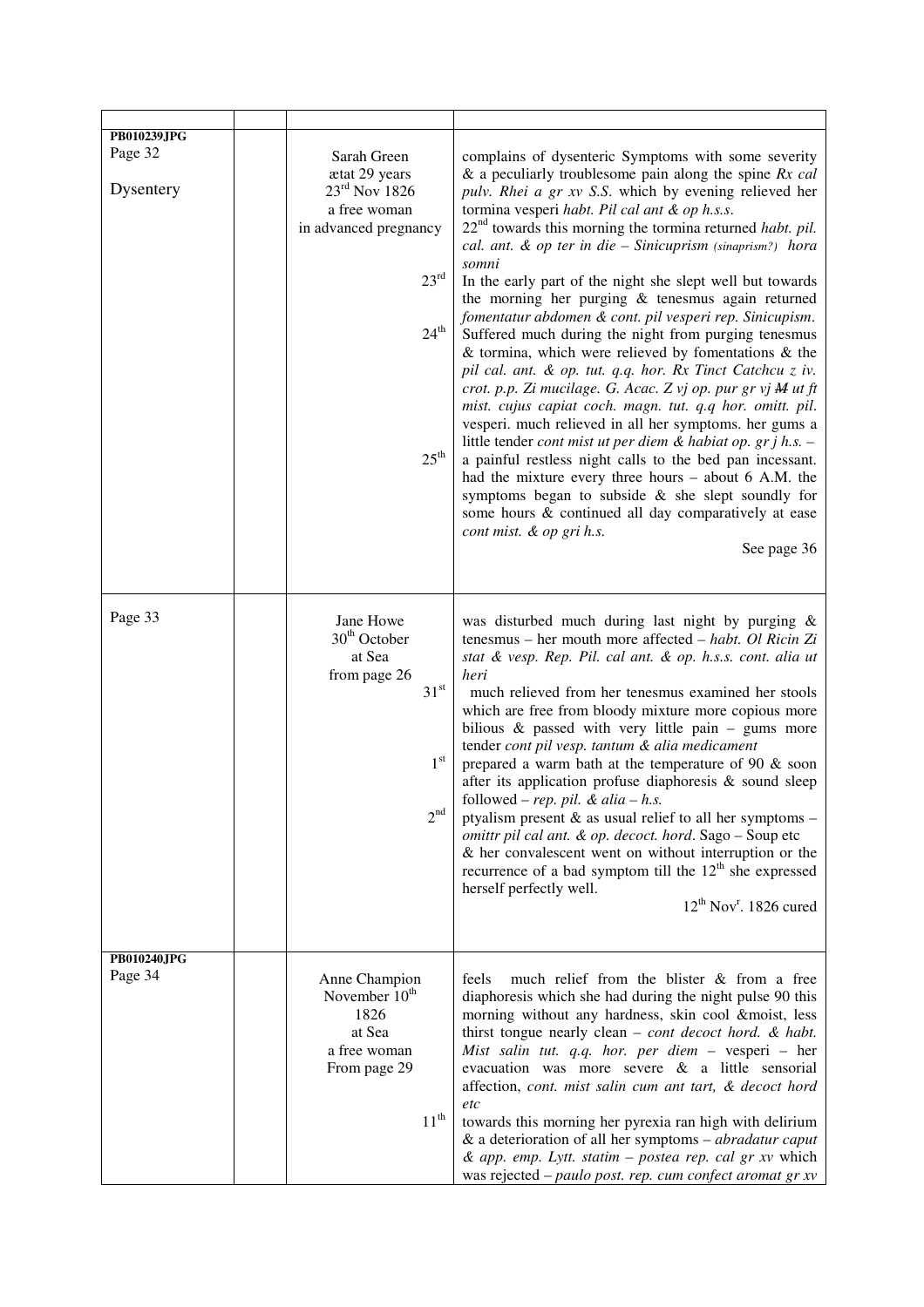|  |  |  |  |
|---|---|---|---|
| **PB010239JPG**<br>Page 32<br><br>Dysentery |  | Sarah Green<br>ætat 29 years<br>23[rd] Nov 1826<br>a free woman<br>in advanced pregnancy<br><br><br><br>23[rd]<br><br><br>24[th]<br><br><br><br><br><br><br>25[th] | complains of dysenteric Symptoms with some severity & a peculiarly troublesome pain along the spine *Rx cal pulv. Rhei a gr xv S.S.* which by evening relieved her tormina vesperi *habt. Pil cal ant & op h.s.s.*<br>22[nd] towards this morning the tormina returned *habt. pil. cal. ant. & op ter in die – Sinicuprism (sinaprism?) hora somni*<br>In the early part of the night she slept well but towards the morning her purging & tenesmus again returned *fomentatur abdomen & cont. pil vesperi rep. Sinicupism.*<br>Suffered much during the night from purging tenesmus & tormina, which were relieved by fomentations & the *pil cal. ant. & op. tut. q.q. hor. Rx Tinct Catchcu z iv. crot. p.p. Zi mucilage. G. Acac. Z vj op. pur gr vj ~~M~~ ut ft mist. cujus capiat coch. magn. tut. q.q hor. omitt. pil. vesperi.* much relieved in all her symptoms. her gums a little tender *cont mist ut per diem & habiat op. gr j h.s.* –<br>a painful restless night calls to the bed pan incessant. had the mixture every three hours – about 6 A.M. the symptoms began to subside & she slept soundly for some hours & continued all day comparatively at ease *cont mist. & op gri h.s.*<br>See page 36 |
| Page 33 |  | Jane Howe<br>30[th] October<br>at Sea<br>from page 26<br>31[st]<br><br><br>1[st]<br><br>2[nd] | was disturbed much during last night by purging & tenesmus – her mouth more affected – *habt. Ol Ricin Zi stat & vesp. Rep. Pil. cal ant. & op. h.s.s. cont. alia ut heri*<br>much relieved from her tenesmus examined her stools which are free from bloody mixture more copious more bilious & passed with very little pain – gums more tender *cont pil vesp. tantum & alia medicament*<br>prepared a warm bath at the temperature of 90 & soon after its application profuse diaphoresis & sound sleep followed – *rep. pil. & alia – h.s.*<br>ptyalism present & as usual relief to all her symptoms – *omittr pil cal ant. & op. decoct. hord*. Sago – Soup etc & her convalescent went on without interruption or the recurrence of a bad symptom till the 12[th] she expressed herself perfectly well.<br>12[th] Nov[r]. 1826 cured |
| **PB010240JPG**<br>Page 34 |  | Anne Champion<br>November 10[th]<br>1826<br>at Sea<br>a free woman<br>From page 29<br><br><br>11[th] | feels much relief from the blister & from a free diaphoresis which she had during the night pulse 90 this morning without any hardness, skin cool &moist, less thirst tongue nearly clean – *cont decoct hord. & habt. Mist salin tut. q.q. hor. per diem* – vesperi – her evacuation was more severe & a little sensorial affection, *cont. mist salin cum ant tart, & decoct hord etc*<br>towards this morning her pyrexia ran high with delirium & a deterioration of all her symptoms – *abradatur caput & app. emp. Lytt. statim – postea rep. cal gr xv* which was rejected – *paulo post. rep. cum confect aromat gr xv* |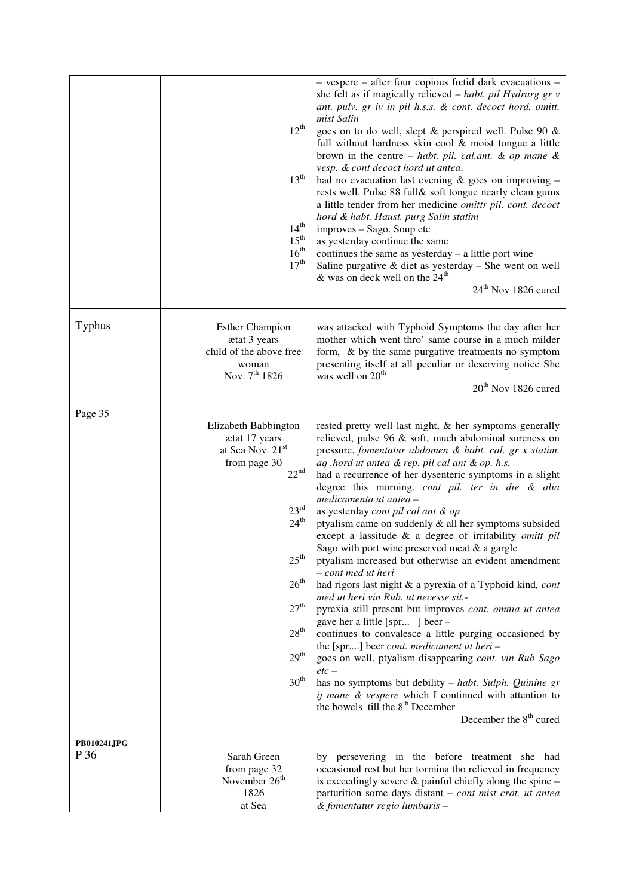| | | | |
|---|---|---|---|
| | | <br><br><br><br>12[th]<br><br><br><br>13[th]<br><br><br><br>14[th]<br>15[th]<br>16[th]<br>17[th] | – vespere – after four copious fœtid dark evacuations – she felt as if magically relieved – *habt. pil Hydrarg gr v ant. pulv. gr iv in pil h.s.s. & cont. decoct hord. omitt. mist Salin*<br>goes on to do well, slept & perspired well. Pulse 90 & full without hardness skin cool & moist tongue a little brown in the centre – *habt. pil. cal.ant. & op mane & vesp. & cont decoct hord ut antea*.<br>had no evacuation last evening & goes on improving – rests well. Pulse 88 full& soft tongue nearly clean gums a little tender from her medicine *omittr pil. cont. decoct hord & habt. Haust. purg Salin statim*<br>improves – Sago. Soup etc<br>as yesterday continue the same<br>continues the same as yesterday – a little port wine<br>Saline purgative & diet as yesterday – She went on well & was on deck well on the 24[th]<br>24[th] Nov 1826 cured |
| Typhus | | Esther Champion<br>ætat 3 years<br>child of the above free woman<br>Nov. 7[th] 1826 | was attacked with Typhoid Symptoms the day after her mother which went thro' same course in a much milder form, & by the same purgative treatments no symptom presenting itself at all peculiar or deserving notice She was well on 20[th]<br>20[th] Nov 1826 cured |
| Page 35 | | Elizabeth Babbington<br>ætat 17 years<br>at Sea Nov. 21[st]<br>from page 30<br>22[nd]<br><br><br>23[rd]<br>24[th]<br><br><br>25[th]<br><br>26[th]<br><br>27[th]<br><br>28[th]<br><br>29[th]<br><br>30[th] | rested pretty well last night, & her symptoms generally relieved, pulse 96 & soft, much abdominal soreness on pressure, *fomentatur abdomen & habt. cal. gr x statim. aq .hord ut antea & rep. pil cal ant & op. h.s.*<br>had a recurrence of her dysenteric symptoms in a slight degree this morning. *cont pil. ter in die & alia medicamenta ut antea* –<br>as yesterday *cont pil cal ant & op*<br>ptyalism came on suddenly & all her symptoms subsided except a lassitude & a degree of irritability *omitt pil* Sago with port wine preserved meat & a gargle<br>ptyalism increased but otherwise an evident amendment – *cont med ut heri*<br>had rigors last night & a pyrexia of a Typhoid kind*, cont med ut heri vin Rub. ut necesse sit.-*<br>pyrexia still present but improves *cont. omnia ut antea* gave her a little [spr... ] beer –<br>continues to convalesce a little purging occasioned by the [spr....] beer *cont. medicament ut heri* –<br>goes on well, ptyalism disappearing *cont. vin Rub Sago etc* –<br>has no symptoms but debility – *habt. Sulph. Quinine gr ij mane & vespere* which I continued with attention to the bowels till the 8[th] December<br>December the 8[th] cured |
| **PB010241JPG**<br>P 36 | | Sarah Green<br>from page 32<br>November 26[th]<br>1826<br>at Sea | by persevering in the before treatment she had occasional rest but her tormina tho relieved in frequency is exceedingly severe & painful chiefly along the spine – parturition some days distant – *cont mist crot. ut antea & fomentatur regio lumbaris* – |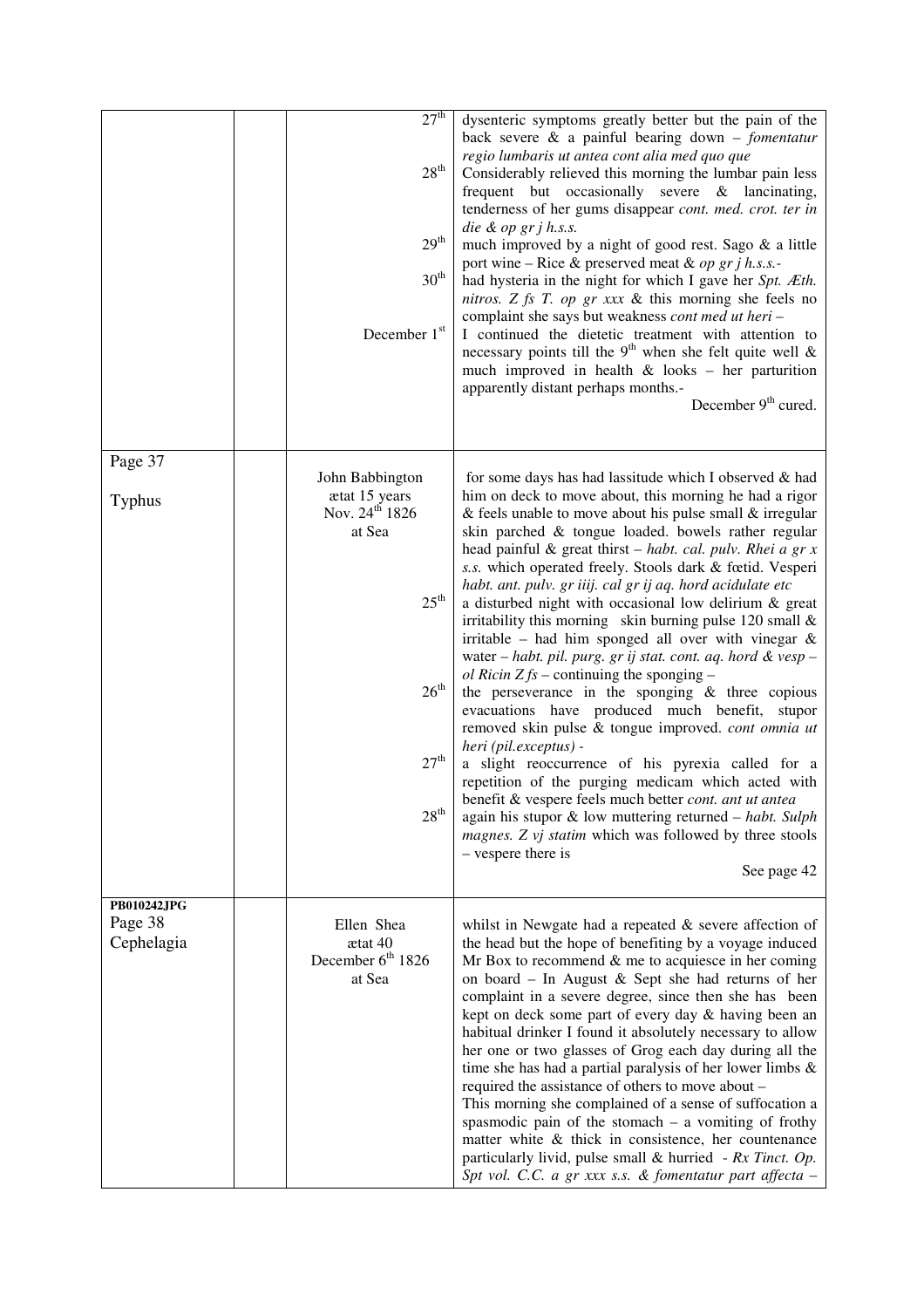| | | | |
|---|---|---|---|
| | | 27th<br><br><br>28th<br><br><br><br>29th<br><br>30th<br><br><br>December 1st | dysenteric symptoms greatly better but the pain of the back severe & a painful bearing down – *fomentatur regio lumbaris ut antea cont alia med quo que*<br>Considerably relieved this morning the lumbar pain less frequent but occasionally severe & lancinating, tenderness of her gums disappear *cont. med. crot. ter in die & op gr j h.s.s.*<br>much improved by a night of good rest. Sago & a little port wine – Rice & preserved meat & *op gr j h.s.s.*-<br>had hysteria in the night for which I gave her *Spt. Æth. nitros. Z fs T. op gr xxx* & this morning she feels no complaint she says but weakness *cont med ut heri* –<br>I continued the dietetic treatment with attention to necessary points till the 9th when she felt quite well & much improved in health & looks – her parturition apparently distant perhaps months.-<br>December 9th cured. |
| Page 37<br><br>Typhus | | John Babbington<br>ætat 15 years<br>Nov. 24th 1826<br>at Sea<br><br><br><br><br><br>25th<br><br><br><br><br><br>26th<br><br><br><br>27th<br><br><br>28th | for some days has had lassitude which I observed & had him on deck to move about, this morning he had a rigor & feels unable to move about his pulse small & irregular skin parched & tongue loaded. bowels rather regular head painful & great thirst – *habt. cal. pulv. Rhei a gr x s.s.* which operated freely. Stools dark & fœtid. *Vesperi habt. ant. pulv. gr iiij. cal gr ij aq. hord acidulate etc*<br>a disturbed night with occasional low delirium & great irritability this morning skin burning pulse 120 small & irritable – had him sponged all over with vinegar & water – *habt. pil. purg. gr ij stat. cont. aq. hord & vesp – ol Ricin Z fs* – continuing the sponging –<br>the perseverance in the sponging & three copious evacuations have produced much benefit, stupor removed skin pulse & tongue improved. *cont omnia ut heri (pil.exceptus)* -<br>a slight reoccurrence of his pyrexia called for a repetition of the purging medicam which acted with benefit & vespere feels much better *cont. ant ut antea*<br>again his stupor & low muttering returned – *habt. Sulph magnes. Z vj statim* which was followed by three stools – vespere there is<br>See page 42 |
| **PB010242JPG**<br>Page 38<br>Cephelagia | | Ellen Shea<br>ætat 40<br>December 6th 1826<br>at Sea | whilst in Newgate had a repeated & severe affection of the head but the hope of benefiting by a voyage induced Mr Box to recommend & me to acquiesce in her coming on board – In August & Sept she had returns of her complaint in a severe degree, since then she has been kept on deck some part of every day & having been an habitual drinker I found it absolutely necessary to allow her one or two glasses of Grog each day during all the time she has had a partial paralysis of her lower limbs & required the assistance of others to move about –<br>This morning she complained of a sense of suffocation a spasmodic pain of the stomach – a vomiting of frothy matter white & thick in consistence, her countenance particularly livid, pulse small & hurried - *Rx Tinct. Op. Spt vol. C.C. a gr xxx s.s. & fomentatur part affecta* – |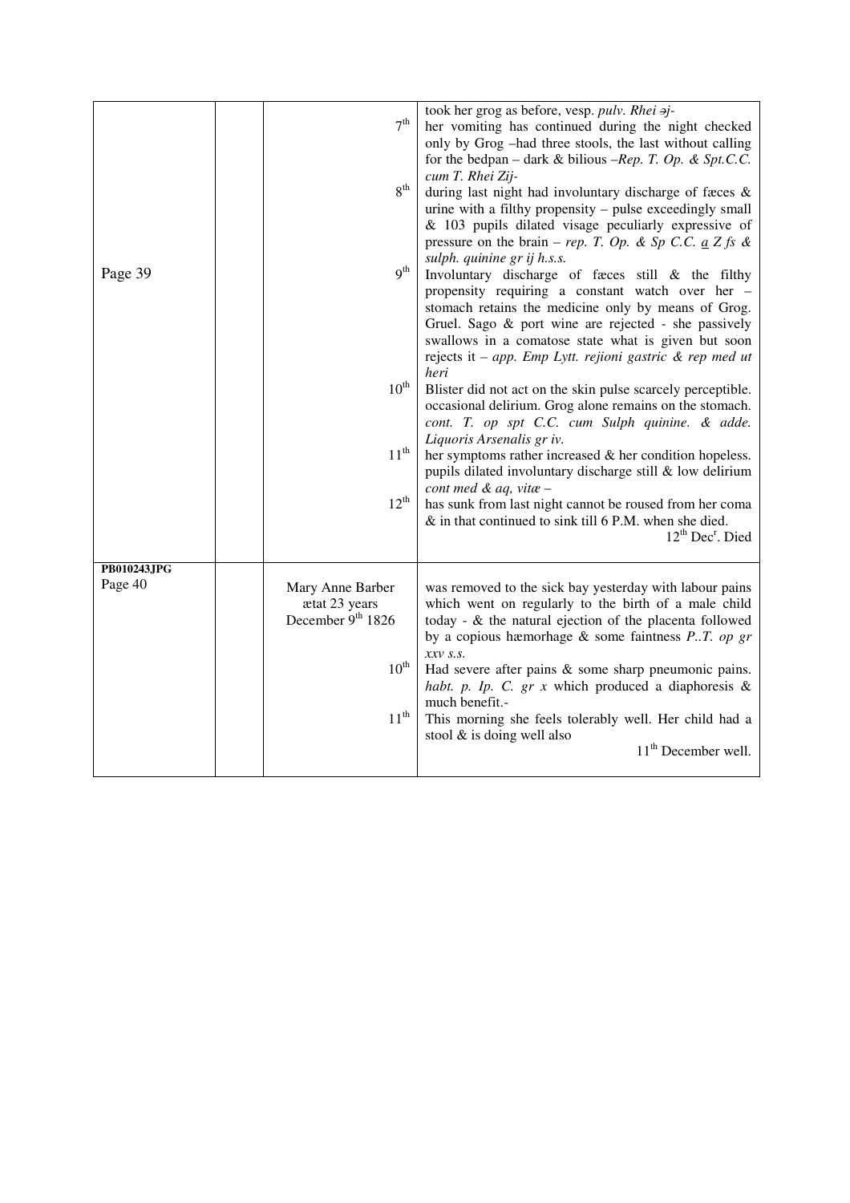| | | | |
|---|---|---|---|
| Page 39 | | 7[th] | took her grog as before, vesp. *pulv. Rhei ϶j-* |
| | | | her vomiting has continued during the night checked only by Grog –had three stools, the last without calling for the bedpan – dark & bilious –*Rep. T. Op. & Spt.C.C. cum T. Rhei Ʒij-* |
| | | 8[th] | during last night had involuntary discharge of fæces & urine with a filthy propensity – pulse exceedingly small & 103 pupils dilated visage peculiarly expressive of pressure on the brain – *rep. T. Op. & Sp C.C. a Ʒ fs & sulph. quinine gr ij h.s.s.* |
| | | 9[th] | Involuntary discharge of fæces still & the filthy propensity requiring a constant watch over her – stomach retains the medicine only by means of Grog. Gruel. Sago & port wine are rejected - she passively swallows in a comatose state what is given but soon rejects it – *app. Emp Lytt. rejioni gastric & rep med ut heri* |
| | | 10[th] | Blister did not act on the skin pulse scarcely perceptible. occasional delirium. Grog alone remains on the stomach. *cont. T. op spt C.C. cum Sulph quinine. & adde. Liquoris Arsenalis gr iv.* |
| | | 11[th] | her symptoms rather increased & her condition hopeless. pupils dilated involuntary discharge still & low delirium *cont med & aq, vitæ –* |
| | | 12[th] | has sunk from last night cannot be roused from her coma & in that continued to sink till 6 P.M. when she died. 12[th] Dec[r]. Died |
| **PB010243JPG** Page 40 | | Mary Anne Barber ætat 23 years December 9[th] 1826 | was removed to the sick bay yesterday with labour pains which went on regularly to the birth of a male child today - & the natural ejection of the placenta followed by a copious hæmorhage & some faintness *P..T. op gr xxv s.s.* |
| | | 10[th] | Had severe after pains & some sharp pneumonic pains. *habt. p. Ip. C. gr x* which produced a diaphoresis & much benefit.- |
| | | 11[th] | This morning she feels tolerably well. Her child had a stool & is doing well also 11[th] December well. |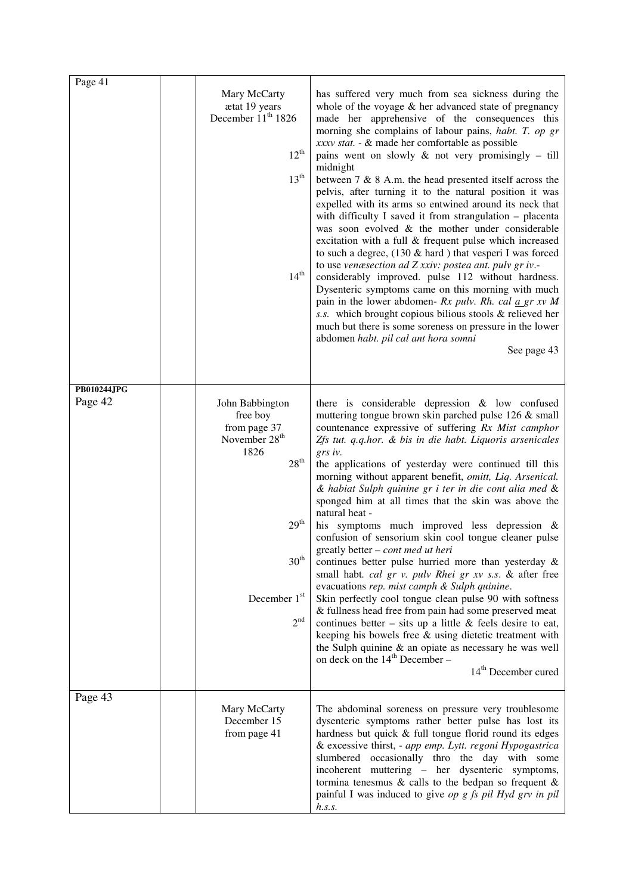| Page 41 | | Mary McCarty<br>ætat 19 years<br>December 11th 1826 | has suffered very much from sea sickness during the whole of the voyage & her advanced state of pregnancy made her apprehensive of the consequences this morning she complains of labour pains, *habt. T. op gr xxxv stat.* - & made her comfortable as possible |
|---|---|---|---|
| | | 12th | pains went on slowly & not very promisingly – till midnight |
| | | 13th | between 7 & 8 A.m. the head presented itself across the pelvis, after turning it to the natural position it was expelled with its arms so entwined around its neck that with difficulty I saved it from strangulation – placenta was soon evolved & the mother under considerable excitation with a full & frequent pulse which increased to such a degree, (130 & hard ) that vesperi I was forced to use *venæsection ad Z xxiv: postea ant. pulv gr iv*.- |
| | | 14th | considerably improved. pulse 112 without hardness. Dysenteric symptoms came on this morning with much pain in the lower abdomen- *Rx pulv. Rh. cal a gr xv M s.s.* which brought copious bilious stools & relieved her much but there is some soreness on pressure in the lower abdomen *habt. pil cal ant hora somni*<br>See page 43 |
| **PB010244JPG**<br>Page 42 | | John Babbington<br>free boy<br>from page 37<br>November 28th<br>1826 | there is considerable depression & low confused muttering tongue brown skin parched pulse 126 & small countenance expressive of suffering *Rx Mist camphor Zfs tut. q.q.hor. & bis in die habt. Liquoris arsenicales grs iv.* |
| | | 28th | the applications of yesterday were continued till this morning without apparent benefit, *omitt, Liq. Arsenical. & habiat Sulph quinine gr i ter in die cont alia med* & sponged him at all times that the skin was above the natural heat - |
| | | 29th | his symptoms much improved less depression & confusion of sensorium skin cool tongue cleaner pulse greatly better – *cont med ut heri* |
| | | 30th | continues better pulse hurried more than yesterday & small habt. *cal gr v. pulv Rhei gr xv s.s.* & after free evacuations *rep. mist camph & Sulph quinine*. |
| | | December 1st | Skin perfectly cool tongue clean pulse 90 with softness & fullness head free from pain had some preserved meat |
| | | 2nd | continues better – sits up a little & feels desire to eat, keeping his bowels free & using dietetic treatment with the Sulph quinine & an opiate as necessary he was well on deck on the 14th December –<br>14th December cured |
| Page 43 | | Mary McCarty<br>December 15<br>from page 41 | The abdominal soreness on pressure very troublesome dysenteric symptoms rather better pulse has lost its hardness but quick & full tongue florid round its edges & excessive thirst, - *app emp. Lytt. regoni Hypogastrica* slumbered occasionally thro the day with some incoherent muttering – her dysenteric symptoms, tormina tenesmus & calls to the bedpan so frequent & painful I was induced to give *op g fs pil Hyd grv in pil h.s.s.* |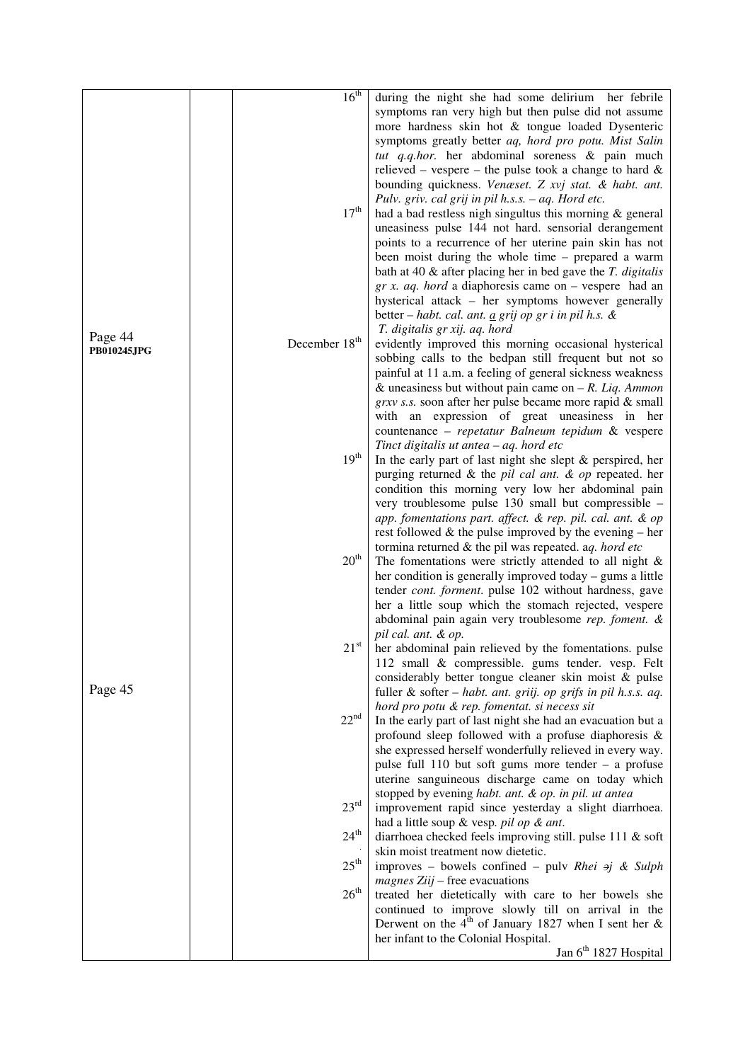| | | | |
|---|---|---|---|
| | | 16[th] | during the night she had some delirium her febrile symptoms ran very high but then pulse did not assume more hardness skin hot & tongue loaded Dysenteric symptoms greatly better *aq, hord pro potu. Mist Salin tut q.q.hor.* her abdominal soreness & pain much relieved – vespere – the pulse took a change to hard & bounding quickness. *Venæset. Z xvj stat. & habt. ant. Pulv. griv. cal grij in pil h.s.s. – aq. Hord etc.* |
| | | 17[th] | had a bad restless nigh singultus this morning & general uneasiness pulse 144 not hard. sensorial derangement points to a recurrence of her uterine pain skin has not been moist during the whole time – prepared a warm bath at 40 & after placing her in bed gave the *T. digitalis gr x. aq. hord* a diaphoresis came on – vespere had an hysterical attack – her symptoms however generally better – *habt. cal. ant. a grij op gr i in pil h.s. & T. digitalis gr xij. aq. hord* |
| Page 44 **PB010245JPG** | | December 18[th] | evidently improved this morning occasional hysterical sobbing calls to the bedpan still frequent but not so painful at 11 a.m. a feeling of general sickness weakness & uneasiness but without pain came on – *R. Liq. Ammon grxv s.s.* soon after her pulse became more rapid & small with an expression of great uneasiness in her countenance – *repetatur Balneum tepidum* & vespere *Tinct digitalis ut antea – aq. hord etc* |
| | | 19[th] | In the early part of last night she slept & perspired, her purging returned & the *pil cal ant. & op* repeated. her condition this morning very low her abdominal pain very troublesome pulse 130 small but compressible – *app. fomentations part. affect. & rep. pil. cal. ant. & op* rest followed & the pulse improved by the evening – her tormina returned & the pil was repeated. a*q. hord etc* |
| | | 20[th] | The fomentations were strictly attended to all night & her condition is generally improved today – gums a little tender *cont. forment*. pulse 102 without hardness, gave her a little soup which the stomach rejected, vespere abdominal pain again very troublesome *rep. foment. & pil cal. ant. & op.* |
| Page 45 | | 21[st] | her abdominal pain relieved by the fomentations. pulse 112 small & compressible. gums tender. vesp. Felt considerably better tongue cleaner skin moist & pulse fuller & softer – *habt. ant. griij. op grifs in pil h.s.s. aq. hord pro potu & rep. fomentat. si necess sit* |
| | | 22[nd] | In the early part of last night she had an evacuation but a profound sleep followed with a profuse diaphoresis & she expressed herself wonderfully relieved in every way. pulse full 110 but soft gums more tender – a profuse uterine sanguineous discharge came on today which stopped by evening *habt. ant. & op. in pil. ut antea* |
| | | 23[rd] | improvement rapid since yesterday a slight diarrhoea. had a little soup & vesp. *pil op & ant*. |
| | | 24[th] | diarrhoea checked feels improving still. pulse 111 & soft skin moist treatment now dietetic. |
| | | 25[th] | improves – bowels confined – pulv *Rhei ɜj & Sulph magnes Ziij* – free evacuations |
| | | 26[th] | treated her dietetically with care to her bowels she continued to improve slowly till on arrival in the Derwent on the 4[th] of January 1827 when I sent her & her infant to the Colonial Hospital. Jan 6[th] 1827 Hospital |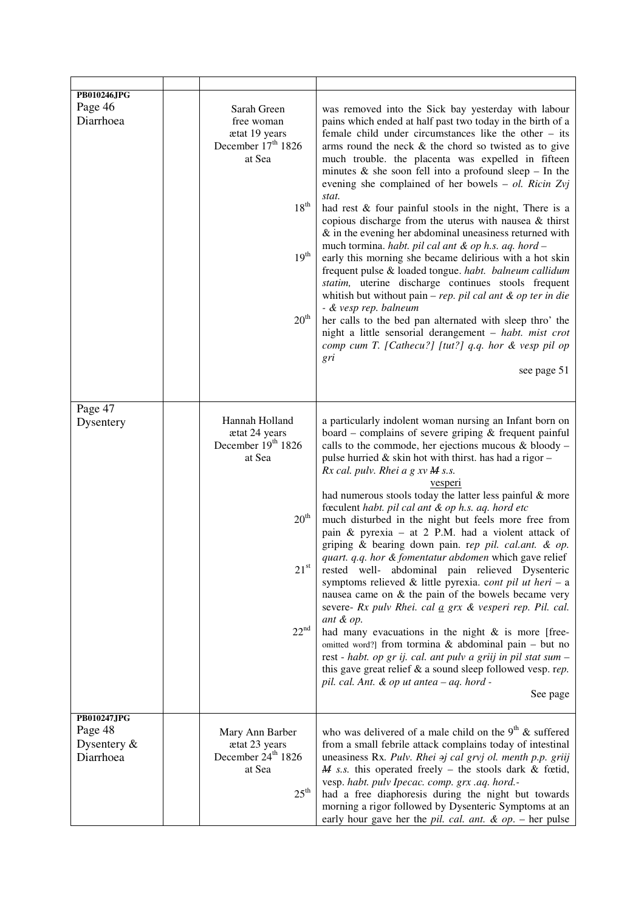| | | | |
|---|---|---|---|
| **PB010246JPG**<br>Page 46<br>Diarrhoea | | Sarah Green<br>free woman<br>ætat 19 years<br>December 17th 1826<br>at Sea | was removed into the Sick bay yesterday with labour pains which ended at half past two today in the birth of a female child under circumstances like the other – its arms round the neck & the chord so twisted as to give much trouble. the placenta was expelled in fifteen minutes & she soon fell into a profound sleep – In the evening she complained of her bowels – *ol. Ricin Ʒvj stat.* |
| | | 18th | had rest & four painful stools in the night, There is a copious discharge from the uterus with nausea & thirst & in the evening her abdominal uneasiness returned with much tormina. *habt. pil cal ant & op h.s. aq. hord* – |
| | | 19th | early this morning she became delirious with a hot skin frequent pulse & loaded tongue. *habt. balneum callidum statim,* uterine discharge continues stools frequent whitish but without pain – *rep. pil cal ant & op ter in die - & vesp rep. balneum* |
| | | 20th | her calls to the bed pan alternated with sleep thro' the night a little sensorial derangement – *habt. mist crot comp cum T. [Cathecu?] [tut?] q.q. hor & vesp pil op gri*<br>see page 51 |
| Page 47<br>Dysentery | | Hannah Holland<br>ætat 24 years<br>December 19th 1826<br>at Sea | a particularly indolent woman nursing an Infant born on board – complains of severe griping & frequent painful calls to the commode, her ejections mucous & bloody – pulse hurried & skin hot with thirst. has had a rigor – *Rx cal. pulv. Rhei a g xv ~~M~~ s.s.*<br>vesperi<br>had numerous stools today the latter less painful & more fœculent *habt. pil cal ant & op h.s. aq. hord etc* |
| | | 20th | much disturbed in the night but feels more free from pain & pyrexia – at 2 P.M. had a violent attack of griping & bearing down pain. r*ep pil. cal.ant. & op. quart. q.q. hor & fomentatur abdomen* which gave relief |
| | | 21st | rested well- abdominal pain relieved Dysenteric symptoms relieved & little pyrexia. c*ont pil ut heri* – a nausea came on & the pain of the bowels became very severe- *Rx pulv Rhei. cal a grx & vesperi rep. Pil. cal. ant & op.* |
| | | 22nd | had many evacuations in the night & is more [free-omitted word?] from tormina & abdominal pain – but no rest - *habt. op gr ij. cal. ant pulv a griij in pil stat sum* – this gave great relief & a sound sleep followed vesp. r*ep. pil. cal. Ant. & op ut antea – aq. hord* -<br>See page |
| **PB010247JPG**<br>Page 48<br>Dysentery & Diarrhoea | | Mary Ann Barber<br>ætat 23 years<br>December 24th 1826<br>at Sea | who was delivered of a male child on the 9th & suffered from a small febrile attack complains today of intestinal uneasiness Rx. *Pulv. Rhei ℈j cal grvj ol. menth p.p. griij ~~M~~ s.s.* this operated freely – the stools dark & fœtid, vesp. *habt. pulv Ipecac. comp. grx .aq. hord.-* |
| | | 25th | had a free diaphoresis during the night but towards morning a rigor followed by Dysenteric Symptoms at an early hour gave her the *pil. cal. ant. & op.* – her pulse |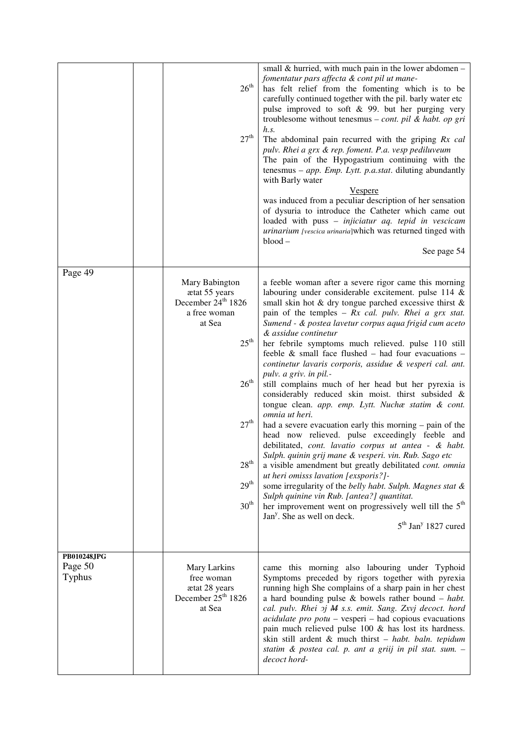| | | | |
|---|---|---|---|
| | | 26th<br><br>27th | small & hurried, with much pain in the lower abdomen – *fomentatur pars affecta & cont pil ut mane-*<br>has felt relief from the fomenting which is to be carefully continued together with the pil. barly water etc pulse improved to soft & 99. but her purging very troublesome without tenesmus – *cont. pil & habt. op gri h.s.*<br>The abdominal pain recurred with the griping *Rx cal pulv. Rhei a grx & rep. foment. P.a. vesp pediluveum*<br>The pain of the Hypogastrium continuing with the tenesmus – *app. Emp. Lytt. p.a.stat*. diluting abundantly with Barly water<br>Vespere<br>was induced from a peculiar description of her sensation of dysuria to introduce the Catheter which came out loaded with puss – *injiciatur aq. tepid in vescicam urinarium [vescica urinaria]* which was returned tinged with blood –<br>See page 54 |
| Page 49 | | Mary Babington<br>ætat 55 years<br>December 24th 1826<br>a free woman<br>at Sea<br><br>25th<br><br>26th<br><br>27th<br><br>28th<br><br>29th<br><br>30th | a feeble woman after a severe rigor came this morning labouring under considerable excitement. pulse 114 & small skin hot & dry tongue parched excessive thirst & pain of the temples – *Rx cal. pulv. Rhei a grx stat. Sumend - & postea lavetur corpus aqua frigid cum aceto & assidue continetur*<br>her febrile symptoms much relieved. pulse 110 still feeble & small face flushed – had four evacuations – *continetur lavaris corporis, assidue & vesperi cal. ant. pulv. a griv. in pil.-*<br>still complains much of her head but her pyrexia is considerably reduced skin moist. thirst subsided & tongue clean. *app. emp. Lytt. Nuchæ statim & cont. omnia ut heri.*<br>had a severe evacuation early this morning – pain of the head now relieved. pulse exceedingly feeble and debilitated, *cont. lavatio corpus ut antea - & habt. Sulph. quinin grij mane & vesperi. vin. Rub. Sago etc*<br>a visible amendment but greatly debilitated *cont. omnia ut heri omisss lavation [exsporis?]-*<br>some irregularity of the *belly habt. Sulph. Magnes stat & Sulph quinine vin Rub. [antea?] quantitat.*<br>her improvement went on progressively well till the 5th Jany. She as well on deck.<br>5th Jany 1827 cured |
| **PB010248JPG**<br>Page 50<br>Typhus | | Mary Larkins<br>free woman<br>ætat 28 years<br>December 25th 1826<br>at Sea | came this morning also labouring under Typhoid Symptoms preceded by rigors together with pyrexia running high She complains of a sharp pain in her chest a hard bounding pulse & bowels rather bound – *habt. cal. pulv. Rhei ɔj ~~M~~ s.s. emit. Sang. Ʒxvj decoct. hord acidulate pro potu* – vesperi – had copious evacuations pain much relieved pulse 100 & has lost its hardness. skin still ardent & much thirst – *habt. baln. tepidum statim & postea cal. p. ant a griij in pil stat. sum. – decoct hord-* |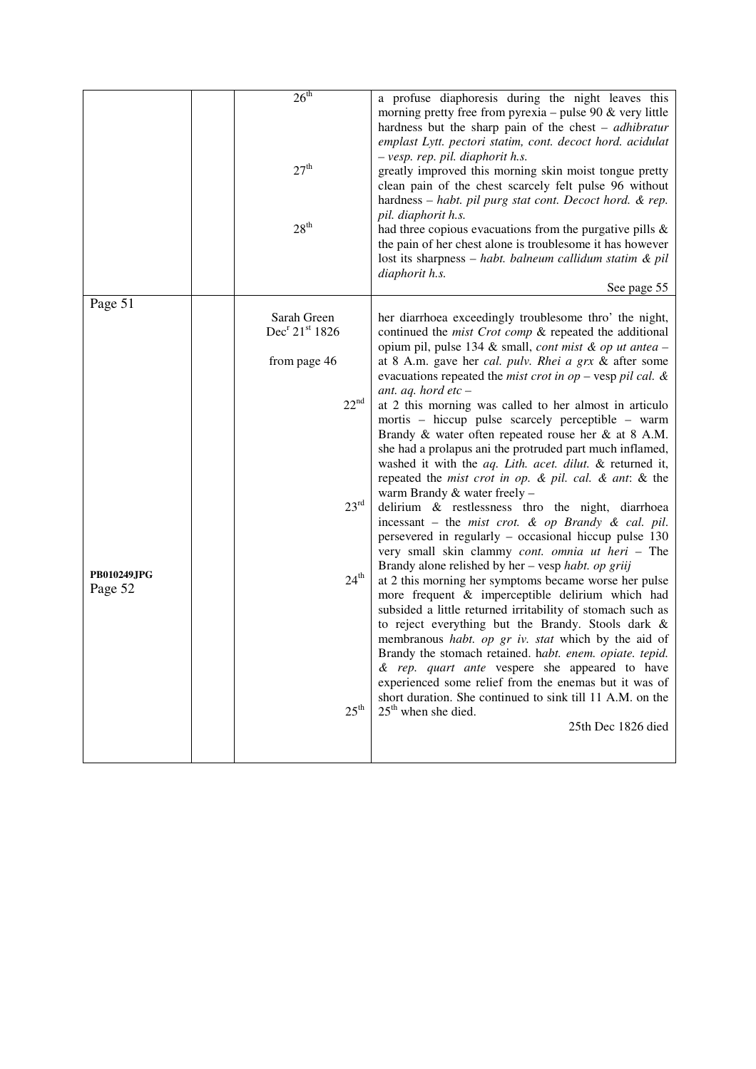| | | | |
|---|---|---|---|
| | | 26th | a profuse diaphoresis during the night leaves this morning pretty free from pyrexia – pulse 90 & very little hardness but the sharp pain of the chest – *adhibratur emplast Lytt. pectori statim, cont. decoct hord. acidulat – vesp. rep. pil. diaphorit h.s.* |
| | | 27th | greatly improved this morning skin moist tongue pretty clean pain of the chest scarcely felt pulse 96 without hardness – *habt. pil purg stat cont. Decoct hord. & rep. pil. diaphorit h.s.* |
| | | 28th | had three copious evacuations from the purgative pills & the pain of her chest alone is troublesome it has however lost its sharpness – *habt. balneum callidum statim & pil diaphorit h.s.* <br> See page 55 |
| Page 51 | | Sarah Green <br> Dec[r] 21[st] 1826 <br><br> from page 46 | her diarrhoea exceedingly troublesome thro' the night, continued the *mist Crot comp* & repeated the additional opium pil, pulse 134 & small, *cont mist & op ut antea* – at 8 A.m. gave her *cal. pulv. Rhei a grx* & after some evacuations repeated the *mist crot in op* – vesp *pil cal. & ant. aq. hord etc* – |
| | | 22nd | at 2 this morning was called to her almost in articulo mortis – hiccup pulse scarcely perceptible – warm Brandy & water often repeated rouse her & at 8 A.M. she had a prolapus ani the protruded part much inflamed, washed it with the *aq. Lith. acet. dilut.* & returned it, repeated the *mist crot in op. & pil. cal. & ant*: & the warm Brandy & water freely – |
| | | 23rd | delirium & restlessness thro the night, diarrhoea incessant – the *mist crot. & op Brandy & cal. pil.* persevered in regularly – occasional hiccup pulse 130 very small skin clammy *cont. omnia ut heri* – The Brandy alone relished by her – vesp *habt. op griij* |
| **PB010249JPG** <br> Page 52 | | 24th | at 2 this morning her symptoms became worse her pulse more frequent & imperceptible delirium which had subsided a little returned irritability of stomach such as to reject everything but the Brandy. Stools dark & membranous *habt. op gr iv. stat* which by the aid of Brandy the stomach retained. h*abt. enem. opiate. tepid. & rep. quart ante* vespere she appeared to have experienced some relief from the enemas but it was of short duration. She continued to sink till 11 A.M. on the |
| | | 25th | 25th when she died. <br> 25th Dec 1826 died |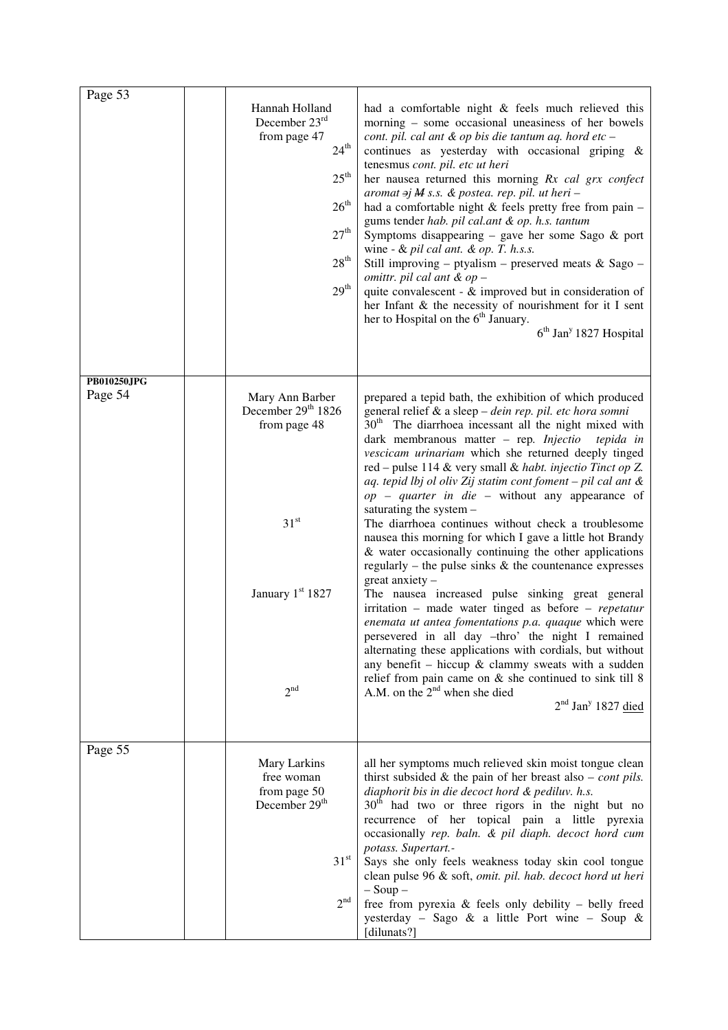| Page 53 | | Hannah Holland<br>December 23rd<br>from page 47<br>24th<br>25th<br>26th<br>27th<br>28th<br>29th | had a comfortable night & feels much relieved this morning – some occasional uneasiness of her bowels *cont. pil. cal ant & op bis die tantum aq. hord etc* –<br>continues as yesterday with occasional griping & tenesmus *cont. pil. etc ut heri*<br>her nausea returned this morning *Rx cal grx confect aromat ǝj M s.s. & postea. rep. pil. ut heri* –<br>had a comfortable night & feels pretty free from pain – gums tender *hab. pil cal.ant & op. h.s. tantum*<br>Symptoms disappearing – gave her some Sago & port wine - & *pil cal ant. & op. T. h.s.s.*<br>Still improving – ptyalism – preserved meats & Sago – *omittr. pil cal ant & op* –<br>quite convalescent - & improved but in consideration of her Infant & the necessity of nourishment for it I sent her to Hospital on the 6th January.<br>6th Jany 1827 Hospital |
|---|---|---|---|
| PB010250JPG<br>Page 54 | | Mary Ann Barber<br>December 29th 1826<br>from page 48<br><br><br><br><br>31st<br><br>January 1st 1827<br><br><br><br>2nd | prepared a tepid bath, the exhibition of which produced general relief & a sleep – *dein rep. pil. etc hora somni*<br>30th The diarrhoea incessant all the night mixed with dark membranous matter – rep. *Injectio tepida in vescicam urinariam* which she returned deeply tinged red – pulse 114 & very small & *habt. injectio Tinct op Z. aq. tepid lbj ol oliv Zij statim cont foment – pil cal ant & op – quarter in die* – without any appearance of saturating the system –<br>The diarrhoea continues without check a troublesome nausea this morning for which I gave a little hot Brandy & water occasionally continuing the other applications regularly – the pulse sinks & the countenance expresses great anxiety –<br>The nausea increased pulse sinking great general irritation – made water tinged as before – *repetatur enemata ut antea fomentations p.a. quaque* which were persevered in all day –thro' the night I remained alternating these applications with cordials, but without any benefit – hiccup & clammy sweats with a sudden relief from pain came on & she continued to sink till 8 A.M. on the 2nd when she died<br>2nd Jany 1827 died |
| Page 55 | | Mary Larkins<br>free woman<br>from page 50<br>December 29th<br><br><br><br>31st<br><br>2nd | all her symptoms much relieved skin moist tongue clean thirst subsided & the pain of her breast also – *cont pils. diaphorit bis in die decoct hord & pediluv. h.s.*<br>30th had two or three rigors in the night but no recurrence of her topical pain a little pyrexia occasionally *rep. baln. & pil diaph. decoct hord cum potass. Supertart.-*<br>Says she only feels weakness today skin cool tongue clean pulse 96 & soft, *omit. pil. hab. decoct hord ut heri* – Soup –<br>free from pyrexia & feels only debility – belly freed yesterday – Sago & a little Port wine – Soup & [dilunats?] |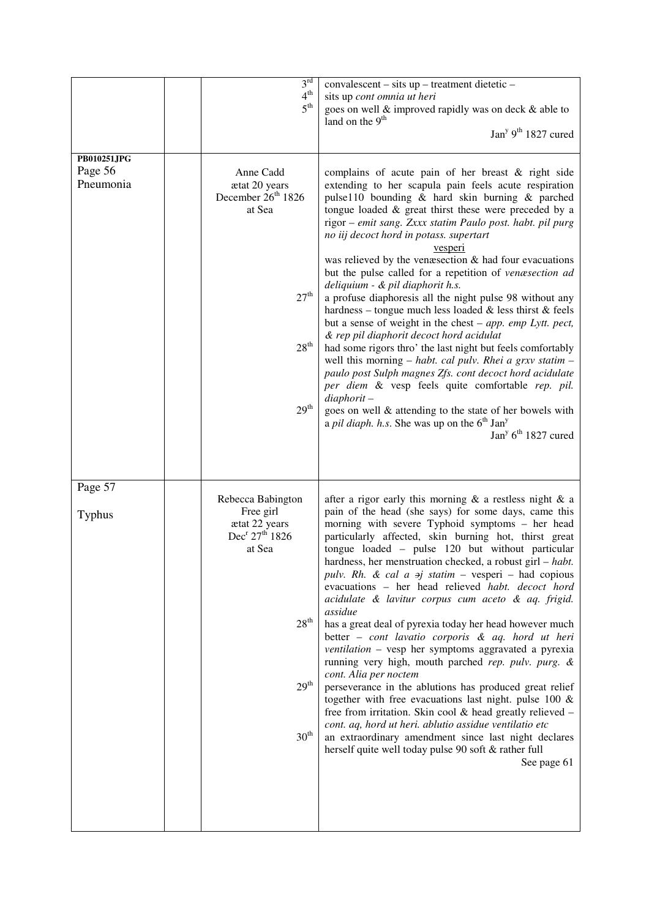| | | | |
|---|---|---|---|
| | | 3rd<br>4th<br>5th | convalescent – sits up – treatment dietetic –<br>sits up *cont omnia ut heri*<br>goes on well & improved rapidly was on deck & able to land on the 9th<br>Jany 9th 1827 cured |
| **PB010251JPG**<br>Page 56<br>Pneumonia | | Anne Cadd<br>ætat 20 years<br>December 26th 1826<br>at Sea<br><br><br><br><br><br><br><br><br>27th<br><br><br><br>28th<br><br><br><br><br>29th | complains of acute pain of her breast & right side extending to her scapula pain feels acute respiration pulse110 bounding & hard skin burning & parched tongue loaded & great thirst these were preceded by a rigor – *emit sang. Zxxx statim Paulo post. habt. pil purg no iij decoct hord in potass. supertart*<br>vesperi<br>was relieved by the venæsection & had four evacuations but the pulse called for a repetition of *venæsection ad deliquium - & pil diaphorit h.s.*<br>a profuse diaphoresis all the night pulse 98 without any hardness – tongue much less loaded & less thirst & feels but a sense of weight in the chest – *app. emp Lytt. pect, & rep pil diaphorit decoct hord acidulat*<br>had some rigors thro' the last night but feels comfortably well this morning – *habt. cal pulv. Rhei a grxv statim – paulo post Sulph magnes Zfs. cont decoct hord acidulate per diem* & vesp feels quite comfortable *rep. pil. diaphorit* –<br>goes on well & attending to the state of her bowels with a *pil diaph. h.s*. She was up on the 6th Jany<br>Jany 6th 1827 cured |
| Page 57<br><br>Typhus | | Rebecca Babington<br>Free girl<br>ætat 22 years<br>Decr 27th 1826<br>at Sea<br><br><br><br><br><br><br><br><br>28th<br><br><br><br><br>29th<br><br><br><br>30th | after a rigor early this morning & a restless night & a pain of the head (she says) for some days, came this morning with severe Typhoid symptoms – her head particularly affected, skin burning hot, thirst great tongue loaded – pulse 120 but without particular hardness, her menstruation checked, a robust girl – *habt. pulv. Rh. & cal a ℈j statim* – vesperi – had copious evacuations – her head relieved *habt. decoct hord acidulate & lavitur corpus cum aceto & aq. frigid. assidue*<br>has a great deal of pyrexia today her head however much better – *cont lavatio corporis & aq. hord ut heri ventilation* – vesp her symptoms aggravated a pyrexia running very high, mouth parched *rep. pulv. purg. & cont. Alia per noctem*<br>perseverance in the ablutions has produced great relief together with free evacuations last night. pulse 100 & free from irritation. Skin cool & head greatly relieved – *cont. aq, hord ut heri. ablutio assidue ventilatio etc*<br>an extraordinary amendment since last night declares herself quite well today pulse 90 soft & rather full<br>See page 61 |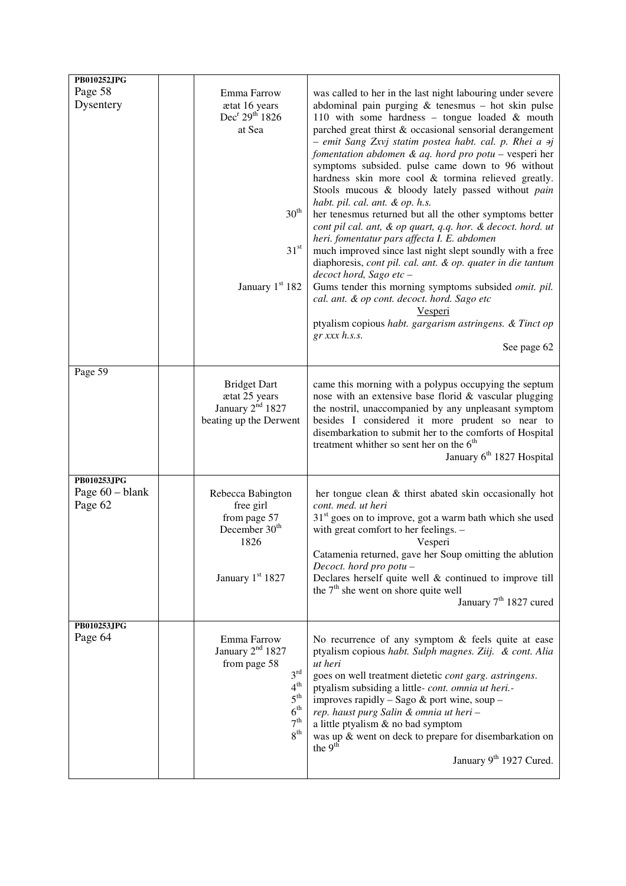| | | | |
|---|---|---|---|
| **PB010252JPG**<br>Page 58<br>Dysentery | | Emma Farrow<br>ætat 16 years<br>Dec[r] 29[th] 1826<br>at Sea<br><br><br><br><br><br><br><br>30[th]<br><br><br>31[st]<br><br><br>January 1[st] 182 | was called to her in the last night labouring under severe abdominal pain purging & tenesmus – hot skin pulse 110 with some hardness – tongue loaded & mouth parched great thirst & occasional sensorial derangement – *emit Sang Zxvj statim postea habt. cal. p. Rhei a ǝj fomentation abdomen & aq. hord pro potu* – vesperi her symptoms subsided. pulse came down to 96 without hardness skin more cool & tormina relieved greatly. Stools mucous & bloody lately passed without *pain habt. pil. cal. ant. & op. h.s.*<br>her tenesmus returned but all the other symptoms better *cont pil cal. ant, & op quart, q.q. hor. & decoct. hord. ut heri. fomentatur pars affecta I. E. abdomen*<br>much improved since last night slept soundly with a free diaphoresis, *cont pil. cal. ant. & op. quater in die tantum decoct hord, Sago etc* –<br>Gums tender this morning symptoms subsided *omit. pil. cal. ant. & op cont. decoct. hord. Sago etc*<br>Vesperi<br>ptyalism copious *habt. gargarism astringens. & Tinct op gr xxx h.s.s.*<br>See page 62 |
| Page 59 | | Bridget Dart<br>ætat 25 years<br>January 2[nd] 1827<br>beating up the Derwent | came this morning with a polypus occupying the septum nose with an extensive base florid & vascular plugging the nostril, unaccompanied by any unpleasant symptom besides I considered it more prudent so near to disembarkation to submit her to the comforts of Hospital treatment whither so sent her on the 6[th]<br>January 6[th] 1827 Hospital |
| **PB010253JPG**<br>Page 60 – blank<br>Page 62 | | Rebecca Babington<br>free girl<br>from page 57<br>December 30[th]<br>1826<br><br><br>January 1[st] 1827 | her tongue clean & thirst abated skin occasionally hot *cont. med. ut heri*<br>31[st] goes on to improve, got a warm bath which she used with great comfort to her feelings. –<br>Vesperi<br>Catamenia returned, gave her Soup omitting the ablution *Decoct. hord pro potu* –<br>Declares herself quite well & continued to improve till the 7[th] she went on shore quite well<br>January 7[th] 1827 cured |
| **PB010253JPG**<br>Page 64 | | Emma Farrow<br>January 2[nd] 1827<br>from page 58<br>3[rd]<br>4[th]<br>5[th]<br>6[th]<br>7[th]<br>8[th] | No recurrence of any symptom & feels quite at ease ptyalism copious *habt. Sulph magnes. Ƶij. & cont. Alia ut heri*<br>goes on well treatment dietetic *cont garg. astringens*.<br>ptyalism subsiding a little- *cont. omnia ut heri.*-<br>improves rapidly – Sago & port wine, soup –<br>*rep. haust purg Salin & omnia ut heri* –<br>a little ptyalism & no bad symptom<br>was up & went on deck to prepare for disembarkation on the 9[th]<br>January 9[th] 1927 Cured. |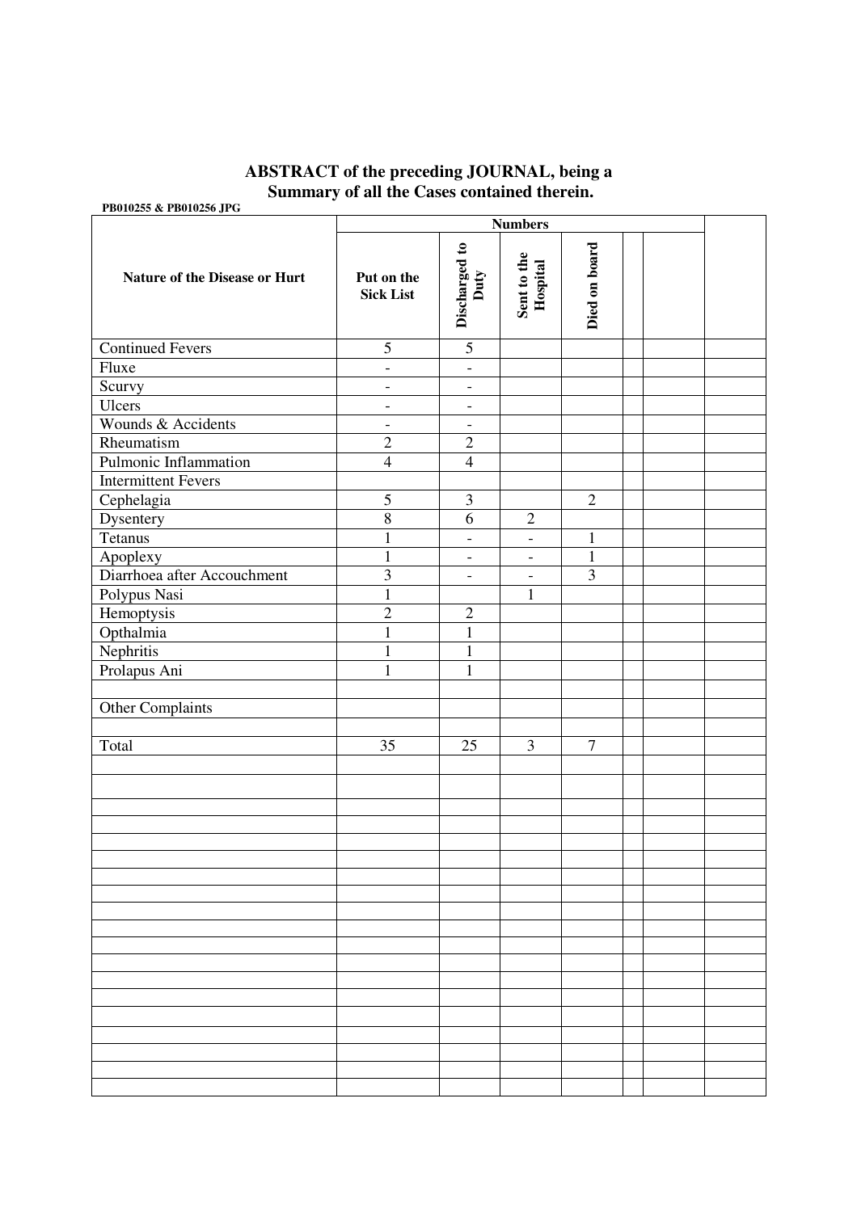**ABSTRACT of the preceding JOURNAL, being a Summary of all the Cases contained therein.**

**PB010255 & PB010256 JPG**

| Nature of the Disease or Hurt | Numbers | | | | | | |
|---|---|---|---|---|---|---|---|
| | Put on the Sick List | Discharged to Duty | Sent to the Hospital | Died on board | | | |
| Continued Fevers | 5 | 5 | | | | | |
| Fluxe | - | - | | | | | |
| Scurvy | - | - | | | | | |
| Ulcers | - | - | | | | | |
| Wounds & Accidents | - | - | | | | | |
| Rheumatism | 2 | 2 | | | | | |
| Pulmonic Inflammation | 4 | 4 | | | | | |
| Intermittent Fevers | | | | | | | |
| Cephelagia | 5 | 3 | | 2 | | | |
| Dysentery | 8 | 6 | 2 | | | | |
| Tetanus | 1 | - | - | 1 | | | |
| Apoplexy | 1 | - | - | 1 | | | |
| Diarrhoea after Accouchment | 3 | - | - | 3 | | | |
| Polypus Nasi | 1 | | 1 | | | | |
| Hemoptysis | 2 | 2 | | | | | |
| Opthalmia | 1 | 1 | | | | | |
| Nephritis | 1 | 1 | | | | | |
| Prolapus Ani | 1 | 1 | | | | | |
| | | | | | | | |
| Other Complaints | | | | | | | |
| | | | | | | | |
| Total | 35 | 25 | 3 | 7 | | | |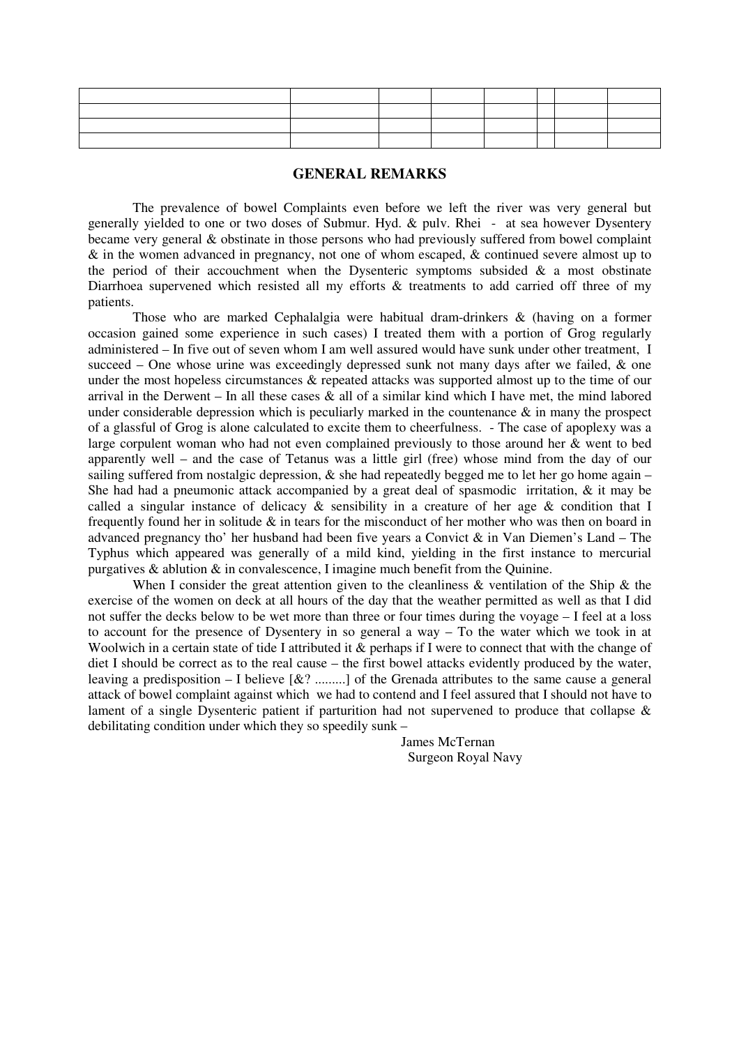| | | | | | | | |
|---|---|---|---|---|---|---|---|
| | | | | | | | |
| | | | | | | | |
| | | | | | | | |
| | | | | | | | |

## GENERAL REMARKS

The prevalence of bowel Complaints even before we left the river was very general but generally yielded to one or two doses of Submur. Hyd. & pulv. Rhei - at sea however Dysentery became very general & obstinate in those persons who had previously suffered from bowel complaint & in the women advanced in pregnancy, not one of whom escaped, & continued severe almost up to the period of their accouchment when the Dysenteric symptoms subsided & a most obstinate Diarrhoea supervened which resisted all my efforts & treatments to add carried off three of my patients.

Those who are marked Cephalalgia were habitual dram-drinkers & (having on a former occasion gained some experience in such cases) I treated them with a portion of Grog regularly administered – In five out of seven whom I am well assured would have sunk under other treatment, I succeed – One whose urine was exceedingly depressed sunk not many days after we failed, & one under the most hopeless circumstances & repeated attacks was supported almost up to the time of our arrival in the Derwent – In all these cases & all of a similar kind which I have met, the mind labored under considerable depression which is peculiarly marked in the countenance & in many the prospect of a glassful of Grog is alone calculated to excite them to cheerfulness. - The case of apoplexy was a large corpulent woman who had not even complained previously to those around her & went to bed apparently well – and the case of Tetanus was a little girl (free) whose mind from the day of our sailing suffered from nostalgic depression, & she had repeatedly begged me to let her go home again – She had had a pneumonic attack accompanied by a great deal of spasmodic irritation, & it may be called a singular instance of delicacy & sensibility in a creature of her age & condition that I frequently found her in solitude & in tears for the misconduct of her mother who was then on board in advanced pregnancy tho' her husband had been five years a Convict & in Van Diemen's Land – The Typhus which appeared was generally of a mild kind, yielding in the first instance to mercurial purgatives & ablution & in convalescence, I imagine much benefit from the Quinine.

When I consider the great attention given to the cleanliness & ventilation of the Ship & the exercise of the women on deck at all hours of the day that the weather permitted as well as that I did not suffer the decks below to be wet more than three or four times during the voyage – I feel at a loss to account for the presence of Dysentery in so general a way – To the water which we took in at Woolwich in a certain state of tide I attributed it & perhaps if I were to connect that with the change of diet I should be correct as to the real cause – the first bowel attacks evidently produced by the water, leaving a predisposition – I believe [&? .........] of the Grenada attributes to the same cause a general attack of bowel complaint against which we had to contend and I feel assured that I should not have to lament of a single Dysenteric patient if parturition had not supervened to produce that collapse & debilitating condition under which they so speedily sunk –

James McTernan
Surgeon Royal Navy